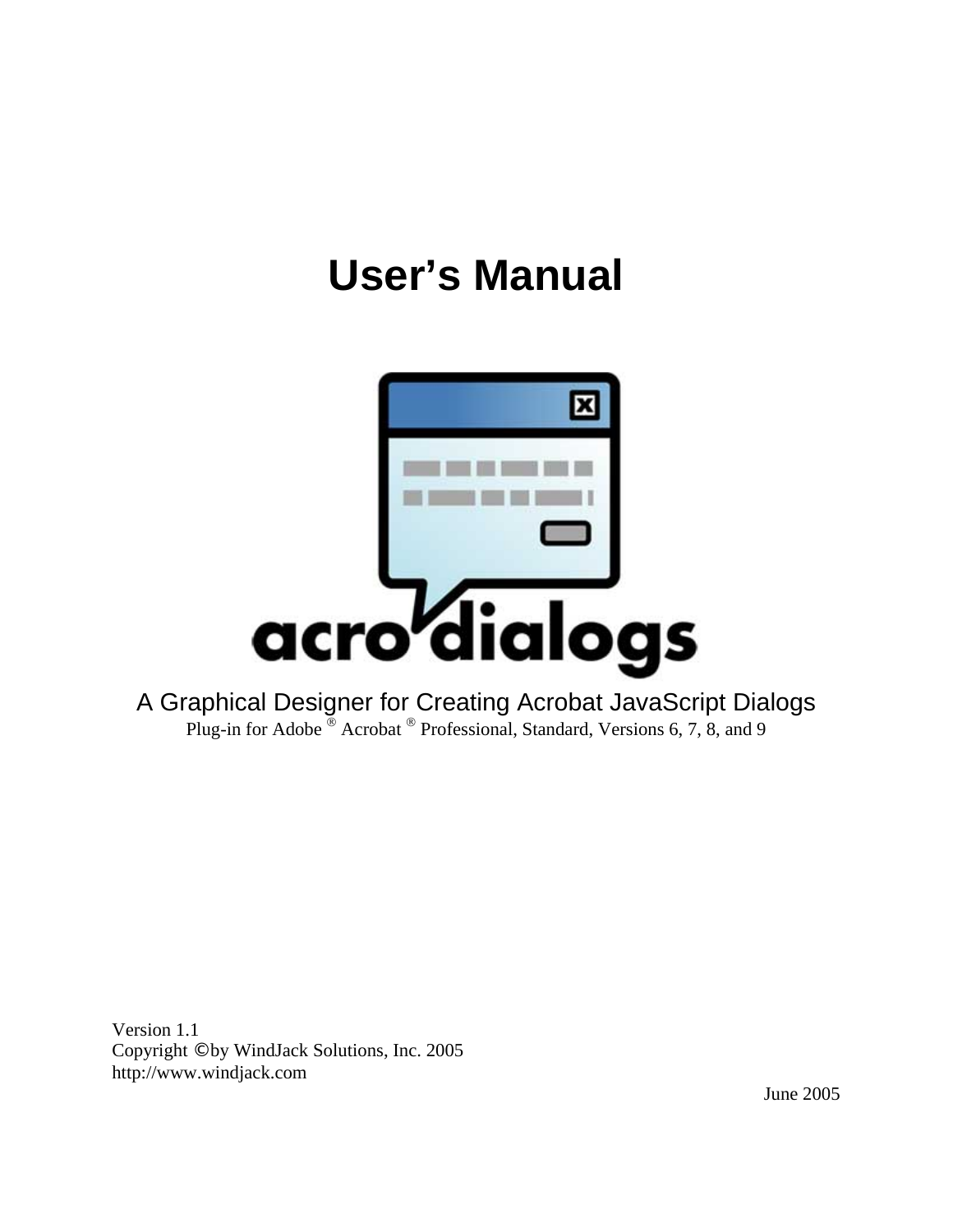# User's Manual

acro dialogs

A Graphical Designer for Creating Acrobat JavaScript Dialogs

Plug-in for Adobe ® Acrobat ® Professional, Standard, Versions 6, 7, 8, and 9

Version 1.1
Copyright ©by WindJack Solutions, Inc. 2005
http://www.windjack.com

June 2005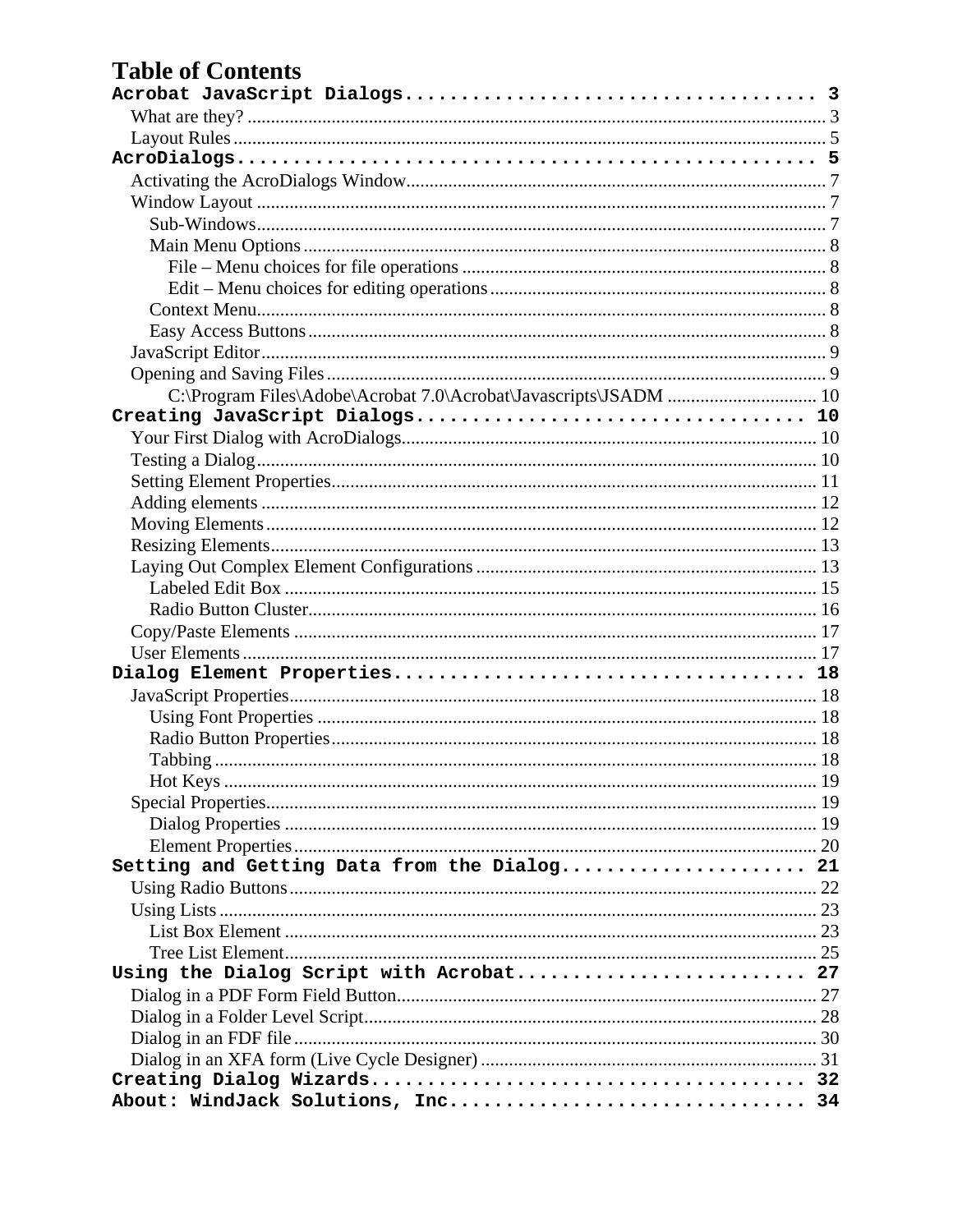# Table of Contents

**Acrobat JavaScript Dialogs** .................................... 3
- What are they? .................................... 3
- Layout Rules .................................... 5

**AcroDialogs** .................................... 5
- Activating the AcroDialogs Window .................................... 7
- Window Layout .................................... 7
  - Sub-Windows .................................... 7
  - Main Menu Options .................................... 8
    - File – Menu choices for file operations .................................... 8
    - Edit – Menu choices for editing operations .................................... 8
  - Context Menu .................................... 8
  - Easy Access Buttons .................................... 8
- JavaScript Editor .................................... 9
- Opening and Saving Files .................................... 9
    - C:\Program Files\Adobe\Acrobat 7.0\Acrobat\Javascripts\JSADM .................................... 10

**Creating JavaScript Dialogs** .................................... 10
- Your First Dialog with AcroDialogs .................................... 10
- Testing a Dialog .................................... 10
- Setting Element Properties .................................... 11
- Adding elements .................................... 12
- Moving Elements .................................... 12
- Resizing Elements .................................... 13
- Laying Out Complex Element Configurations .................................... 13
  - Labeled Edit Box .................................... 15
  - Radio Button Cluster .................................... 16
- Copy/Paste Elements .................................... 17
- User Elements .................................... 17

**Dialog Element Properties** .................................... 18
- JavaScript Properties .................................... 18
  - Using Font Properties .................................... 18
  - Radio Button Properties .................................... 18
  - Tabbing .................................... 18
  - Hot Keys .................................... 19
- Special Properties .................................... 19
  - Dialog Properties .................................... 19
  - Element Properties .................................... 20

**Setting and Getting Data from the Dialog** .................................... 21
- Using Radio Buttons .................................... 22
- Using Lists .................................... 23
  - List Box Element .................................... 23
  - Tree List Element .................................... 25

**Using the Dialog Script with Acrobat** .................................... 27
- Dialog in a PDF Form Field Button .................................... 27
- Dialog in a Folder Level Script .................................... 28
- Dialog in an FDF file .................................... 30
- Dialog in an XFA form (Live Cycle Designer) .................................... 31

**Creating Dialog Wizards** .................................... 32

**About: WindJack Solutions, Inc** .................................... 34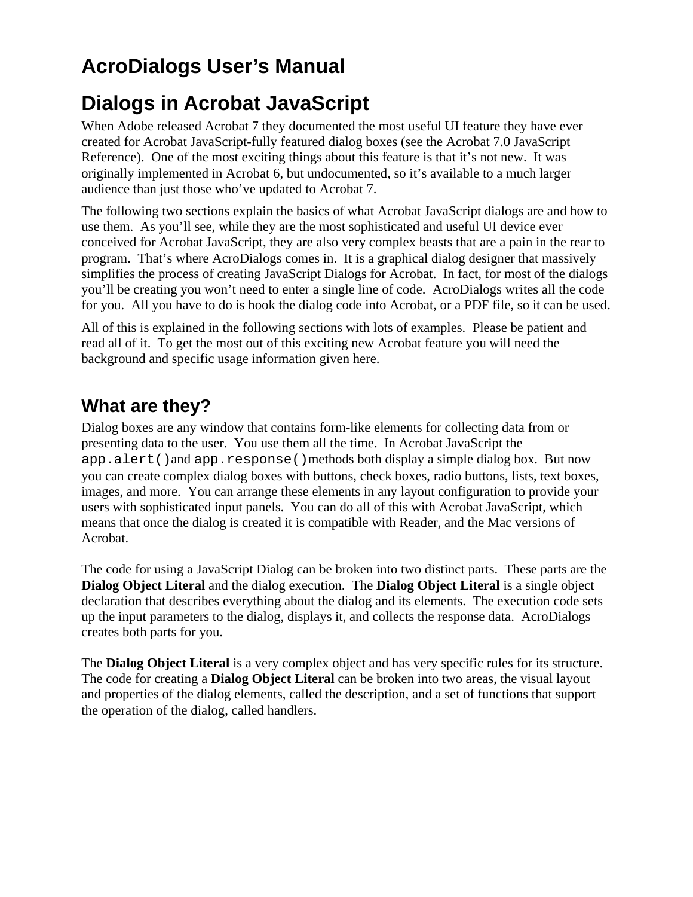# AcroDialogs User's Manual

# Dialogs in Acrobat JavaScript

When Adobe released Acrobat 7 they documented the most useful UI feature they have ever created for Acrobat JavaScript-fully featured dialog boxes (see the Acrobat 7.0 JavaScript Reference). One of the most exciting things about this feature is that it's not new. It was originally implemented in Acrobat 6, but undocumented, so it's available to a much larger audience than just those who've updated to Acrobat 7.

The following two sections explain the basics of what Acrobat JavaScript dialogs are and how to use them. As you'll see, while they are the most sophisticated and useful UI device ever conceived for Acrobat JavaScript, they are also very complex beasts that are a pain in the rear to program. That's where AcroDialogs comes in. It is a graphical dialog designer that massively simplifies the process of creating JavaScript Dialogs for Acrobat. In fact, for most of the dialogs you'll be creating you won't need to enter a single line of code. AcroDialogs writes all the code for you. All you have to do is hook the dialog code into Acrobat, or a PDF file, so it can be used.

All of this is explained in the following sections with lots of examples. Please be patient and read all of it. To get the most out of this exciting new Acrobat feature you will need the background and specific usage information given here.

## What are they?

Dialog boxes are any window that contains form-like elements for collecting data from or presenting data to the user. You use them all the time. In Acrobat JavaScript the `app.alert()` and `app.response()` methods both display a simple dialog box. But now you can create complex dialog boxes with buttons, check boxes, radio buttons, lists, text boxes, images, and more. You can arrange these elements in any layout configuration to provide your users with sophisticated input panels. You can do all of this with Acrobat JavaScript, which means that once the dialog is created it is compatible with Reader, and the Mac versions of Acrobat.

The code for using a JavaScript Dialog can be broken into two distinct parts. These parts are the **Dialog Object Literal** and the dialog execution. The **Dialog Object Literal** is a single object declaration that describes everything about the dialog and its elements. The execution code sets up the input parameters to the dialog, displays it, and collects the response data. AcroDialogs creates both parts for you.

The **Dialog Object Literal** is a very complex object and has very specific rules for its structure. The code for creating a **Dialog Object Literal** can be broken into two areas, the visual layout and properties of the dialog elements, called the description, and a set of functions that support the operation of the dialog, called handlers.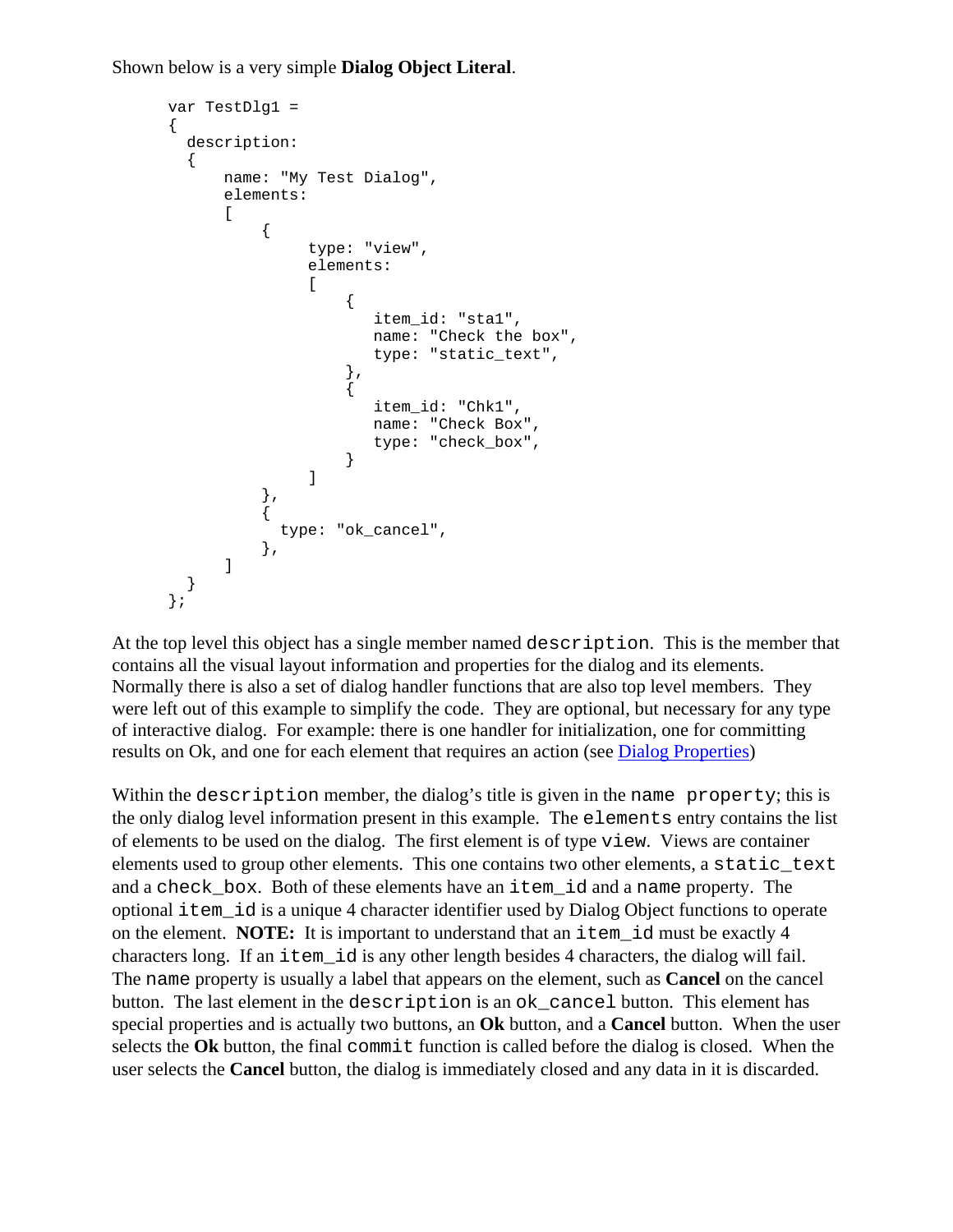Shown below is a very simple **Dialog Object Literal**.

```
var TestDlg1 =
{
  description:
  {
      name: "My Test Dialog",
      elements:
      [
          {
                type: "view",
                elements:
                [
                    {
                       item_id: "sta1",
                       name: "Check the box",
                       type: "static_text",
                    },
                    {
                       item_id: "Chk1",
                       name: "Check Box",
                       type: "check_box",
                    }
                ]
          },
          {
            type: "ok_cancel",
          },
      ]
  }
};
```

At the top level this object has a single member named `description`. This is the member that contains all the visual layout information and properties for the dialog and its elements. Normally there is also a set of dialog handler functions that are also top level members. They were left out of this example to simplify the code. They are optional, but necessary for any type of interactive dialog. For example: there is one handler for initialization, one for committing results on Ok, and one for each element that requires an action (see Dialog Properties)

Within the `description` member, the dialog's title is given in the `name property`; this is the only dialog level information present in this example. The `elements` entry contains the list of elements to be used on the dialog. The first element is of type `view`. Views are container elements used to group other elements. This one contains two other elements, a `static_text` and a `check_box`. Both of these elements have an `item_id` and a `name` property. The optional `item_id` is a unique 4 character identifier used by Dialog Object functions to operate on the element. **NOTE:** It is important to understand that an `item_id` must be exactly 4 characters long. If an `item_id` is any other length besides 4 characters, the dialog will fail. The `name` property is usually a label that appears on the element, such as **Cancel** on the cancel button. The last element in the `description` is an `ok_cancel` button. This element has special properties and is actually two buttons, an **Ok** button, and a **Cancel** button. When the user selects the **Ok** button, the final `commit` function is called before the dialog is closed. When the user selects the **Cancel** button, the dialog is immediately closed and any data in it is discarded.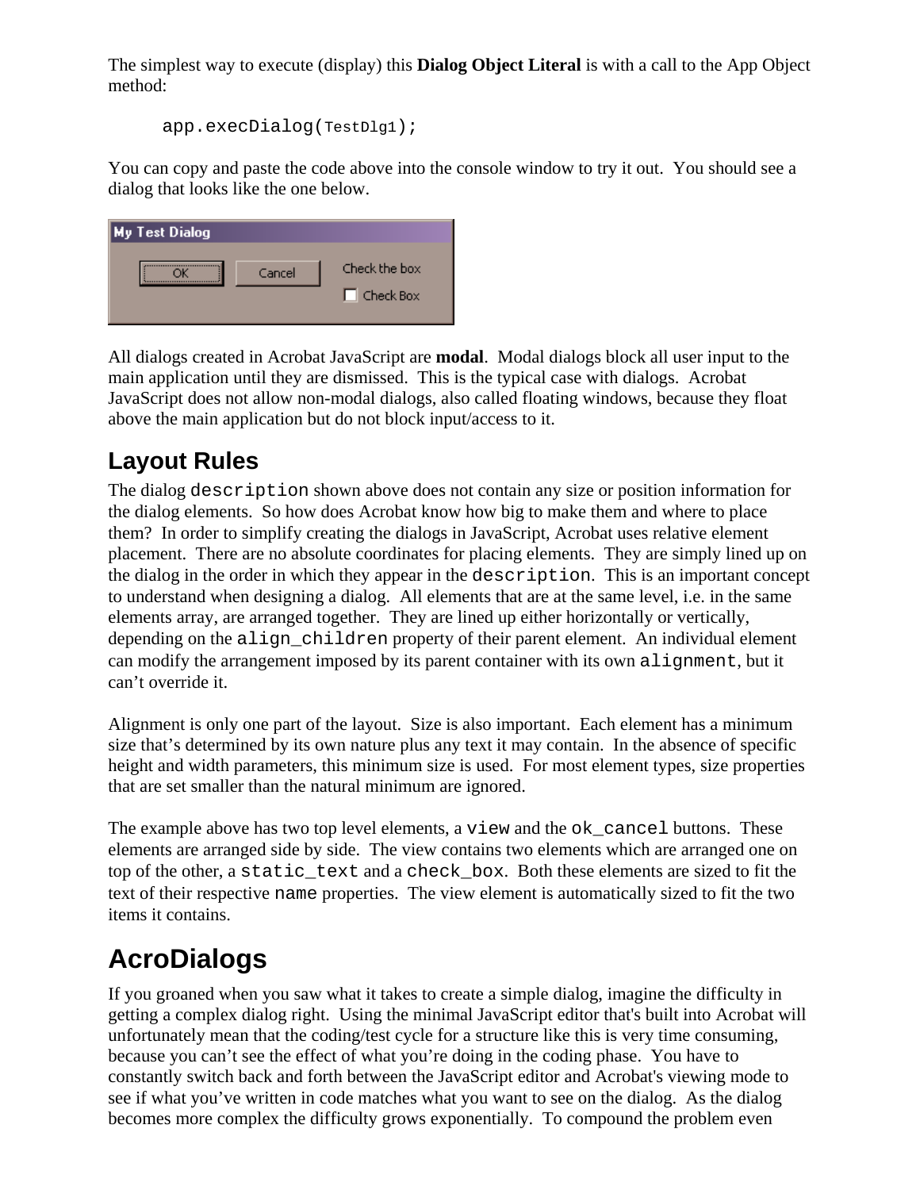The simplest way to execute (display) this **Dialog Object Literal** is with a call to the App Object method:

```
app.execDialog(TestDlg1);
```

You can copy and paste the code above into the console window to try it out. You should see a dialog that looks like the one below.

All dialogs created in Acrobat JavaScript are **modal**. Modal dialogs block all user input to the main application until they are dismissed. This is the typical case with dialogs. Acrobat JavaScript does not allow non-modal dialogs, also called floating windows, because they float above the main application but do not block input/access to it.

## Layout Rules

The dialog `description` shown above does not contain any size or position information for the dialog elements. So how does Acrobat know how big to make them and where to place them? In order to simplify creating the dialogs in JavaScript, Acrobat uses relative element placement. There are no absolute coordinates for placing elements. They are simply lined up on the dialog in the order in which they appear in the `description`. This is an important concept to understand when designing a dialog. All elements that are at the same level, i.e. in the same elements array, are arranged together. They are lined up either horizontally or vertically, depending on the `align_children` property of their parent element. An individual element can modify the arrangement imposed by its parent container with its own `alignment`, but it can't override it.

Alignment is only one part of the layout. Size is also important. Each element has a minimum size that's determined by its own nature plus any text it may contain. In the absence of specific height and width parameters, this minimum size is used. For most element types, size properties that are set smaller than the natural minimum are ignored.

The example above has two top level elements, a `view` and the `ok_cancel` buttons. These elements are arranged side by side. The view contains two elements which are arranged one on top of the other, a `static_text` and a `check_box`. Both these elements are sized to fit the text of their respective `name` properties. The view element is automatically sized to fit the two items it contains.

# AcroDialogs

If you groaned when you saw what it takes to create a simple dialog, imagine the difficulty in getting a complex dialog right. Using the minimal JavaScript editor that's built into Acrobat will unfortunately mean that the coding/test cycle for a structure like this is very time consuming, because you can't see the effect of what you're doing in the coding phase. You have to constantly switch back and forth between the JavaScript editor and Acrobat's viewing mode to see if what you've written in code matches what you want to see on the dialog. As the dialog becomes more complex the difficulty grows exponentially. To compound the problem even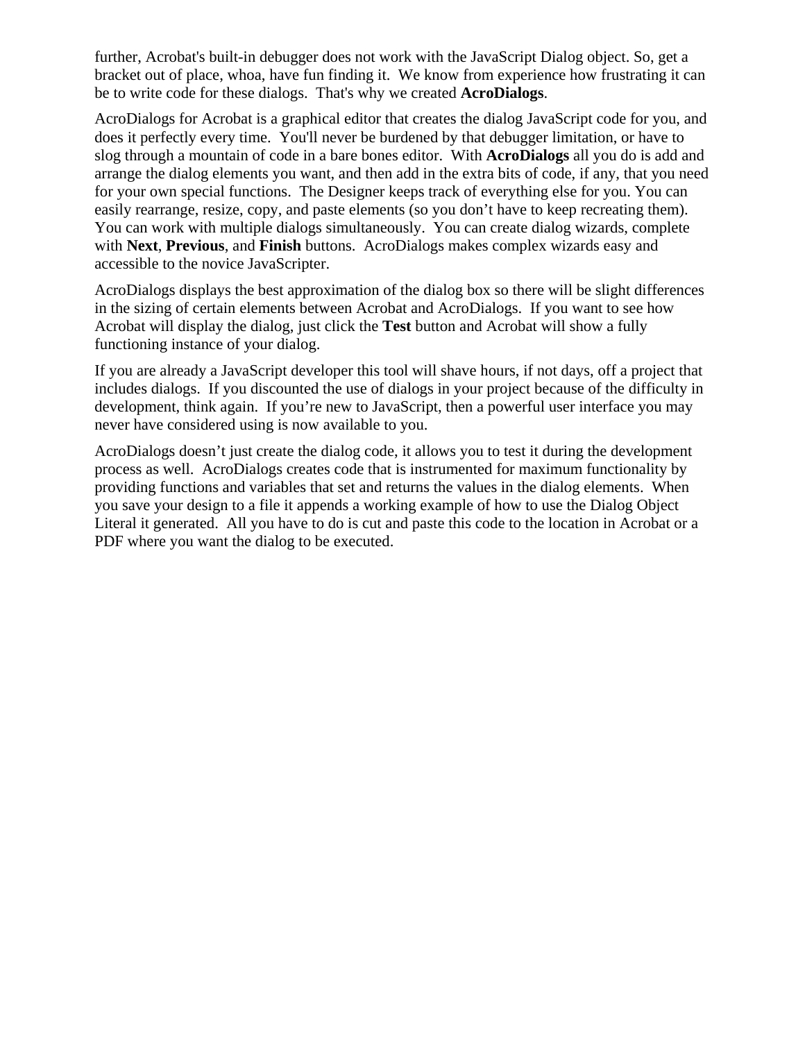further, Acrobat's built-in debugger does not work with the JavaScript Dialog object. So, get a bracket out of place, whoa, have fun finding it.  We know from experience how frustrating it can be to write code for these dialogs.  That's why we created **AcroDialogs**.

AcroDialogs for Acrobat is a graphical editor that creates the dialog JavaScript code for you, and does it perfectly every time.  You'll never be burdened by that debugger limitation, or have to slog through a mountain of code in a bare bones editor.  With **AcroDialogs** all you do is add and arrange the dialog elements you want, and then add in the extra bits of code, if any, that you need for your own special functions.  The Designer keeps track of everything else for you. You can easily rearrange, resize, copy, and paste elements (so you don't have to keep recreating them).  You can work with multiple dialogs simultaneously.  You can create dialog wizards, complete with **Next**, **Previous**, and **Finish** buttons.  AcroDialogs makes complex wizards easy and accessible to the novice JavaScripter.

AcroDialogs displays the best approximation of the dialog box so there will be slight differences in the sizing of certain elements between Acrobat and AcroDialogs.  If you want to see how Acrobat will display the dialog, just click the **Test** button and Acrobat will show a fully functioning instance of your dialog.

If you are already a JavaScript developer this tool will shave hours, if not days, off a project that includes dialogs.  If you discounted the use of dialogs in your project because of the difficulty in development, think again.  If you're new to JavaScript, then a powerful user interface you may never have considered using is now available to you.

AcroDialogs doesn't just create the dialog code, it allows you to test it during the development process as well.  AcroDialogs creates code that is instrumented for maximum functionality by providing functions and variables that set and returns the values in the dialog elements.  When you save your design to a file it appends a working example of how to use the Dialog Object Literal it generated.  All you have to do is cut and paste this code to the location in Acrobat or a PDF where you want the dialog to be executed.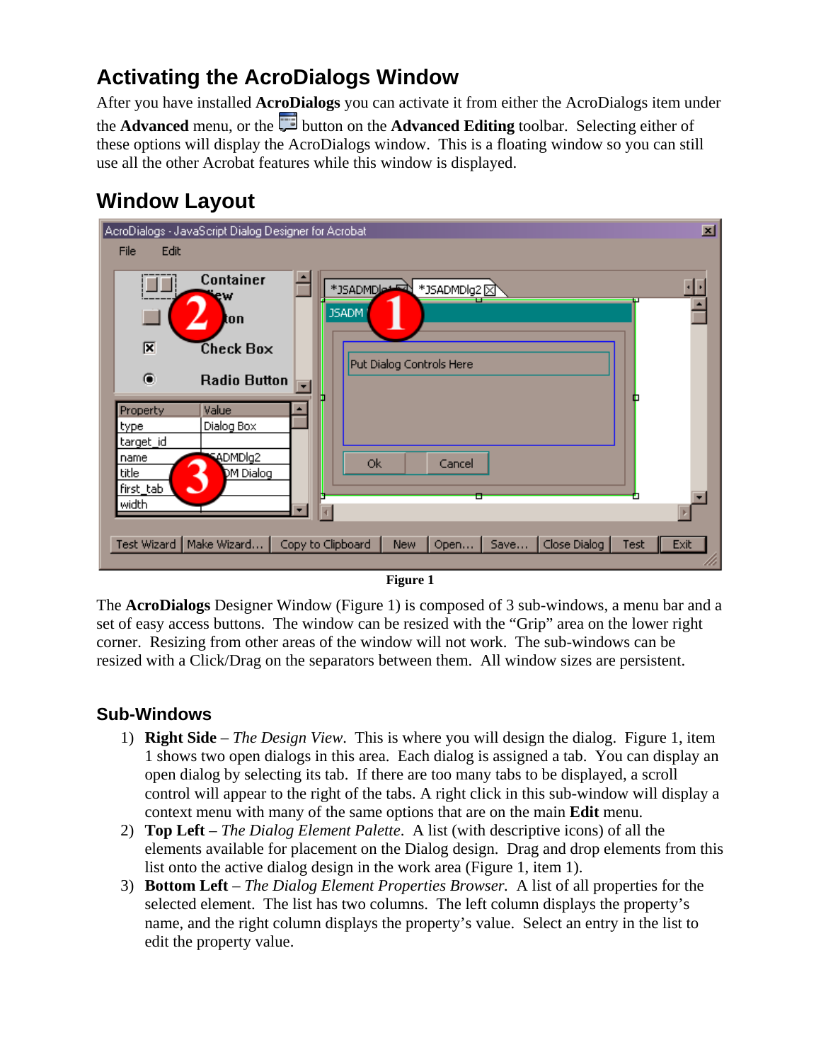## Activating the AcroDialogs Window

After you have installed **AcroDialogs** you can activate it from either the AcroDialogs item under the **Advanced** menu, or the button on the **Advanced Editing** toolbar. Selecting either of these options will display the AcroDialogs window. This is a floating window so you can still use all the other Acrobat features while this window is displayed.

## Window Layout

**Figure 1**

The **AcroDialogs** Designer Window (Figure 1) is composed of 3 sub-windows, a menu bar and a set of easy access buttons. The window can be resized with the "Grip" area on the lower right corner. Resizing from other areas of the window will not work. The sub-windows can be resized with a Click/Drag on the separators between them. All window sizes are persistent.

### Sub-Windows

1) **Right Side** – *The Design View*. This is where you will design the dialog. Figure 1, item 1 shows two open dialogs in this area. Each dialog is assigned a tab. You can display an open dialog by selecting its tab. If there are too many tabs to be displayed, a scroll control will appear to the right of the tabs. A right click in this sub-window will display a context menu with many of the same options that are on the main **Edit** menu.
2) **Top Left** – *The Dialog Element Palette*. A list (with descriptive icons) of all the elements available for placement on the Dialog design. Drag and drop elements from this list onto the active dialog design in the work area (Figure 1, item 1).
3) **Bottom Left** – *The Dialog Element Properties Browser.* A list of all properties for the selected element. The list has two columns. The left column displays the property's name, and the right column displays the property's value. Select an entry in the list to edit the property value.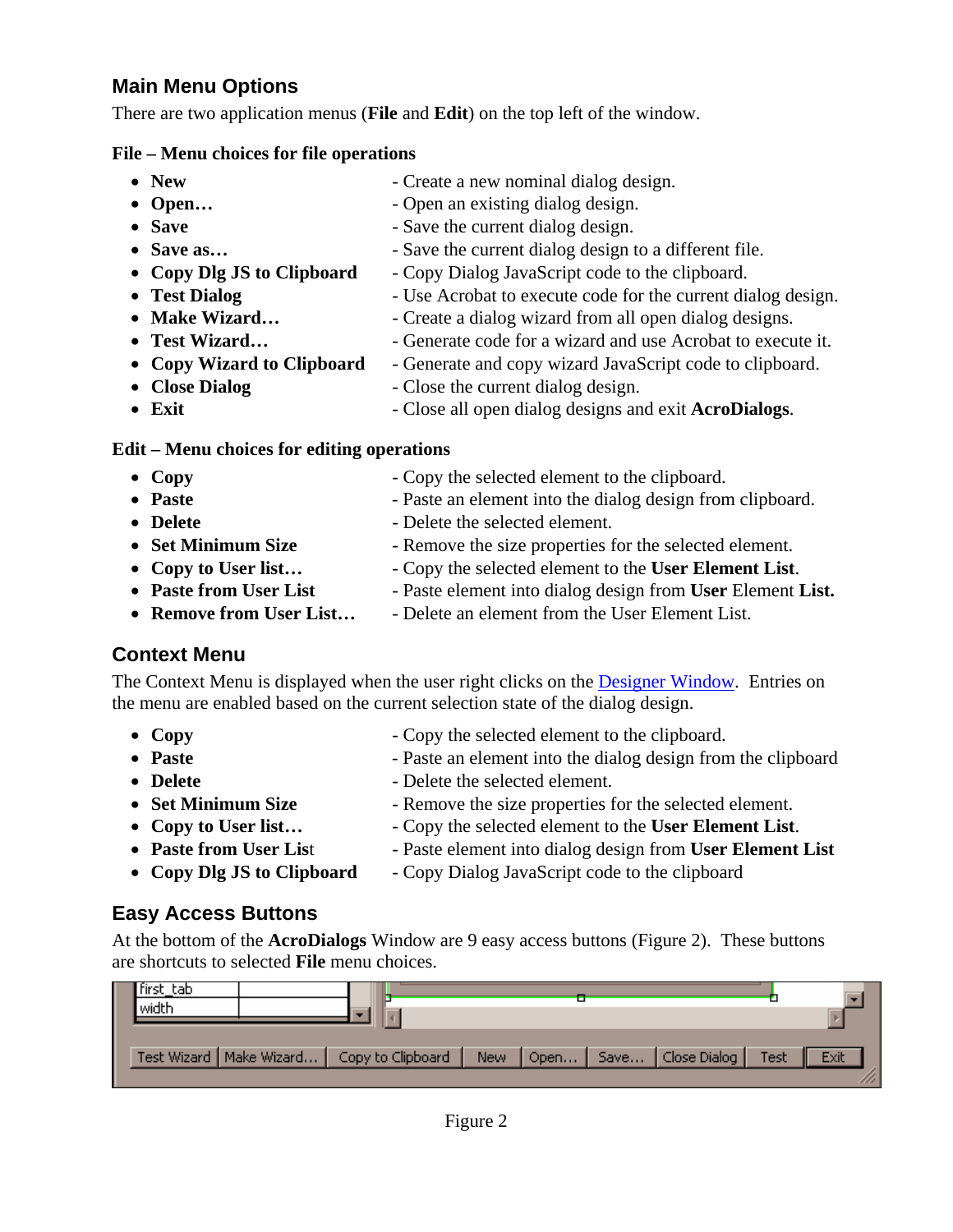## Main Menu Options

There are two application menus (**File** and **Edit**) on the top left of the window.

**File – Menu choices for file operations**

- **New** - Create a new nominal dialog design.
- **Open…** - Open an existing dialog design.
- **Save** - Save the current dialog design.
- **Save as…** - Save the current dialog design to a different file.
- **Copy Dlg JS to Clipboard** - Copy Dialog JavaScript code to the clipboard.
- **Test Dialog** - Use Acrobat to execute code for the current dialog design.
- **Make Wizard…** - Create a dialog wizard from all open dialog designs.
- **Test Wizard…** - Generate code for a wizard and use Acrobat to execute it.
- **Copy Wizard to Clipboard** - Generate and copy wizard JavaScript code to clipboard.
- **Close Dialog** - Close the current dialog design.
- **Exit** - Close all open dialog designs and exit **AcroDialogs**.

**Edit – Menu choices for editing operations**

- **Copy** - Copy the selected element to the clipboard.
- **Paste** - Paste an element into the dialog design from clipboard.
- **Delete** - Delete the selected element.
- **Set Minimum Size** - Remove the size properties for the selected element.
- **Copy to User list…** - Copy the selected element to the **User Element List**.
- **Paste from User List** - Paste element into dialog design from **User** Element **List.**
- **Remove from User List…** - Delete an element from the User Element List.

## Context Menu

The Context Menu is displayed when the user right clicks on the Designer Window. Entries on the menu are enabled based on the current selection state of the dialog design.

- **Copy** - Copy the selected element to the clipboard.
- **Paste** - Paste an element into the dialog design from the clipboard
- **Delete** - Delete the selected element.
- **Set Minimum Size** - Remove the size properties for the selected element.
- **Copy to User list…** - Copy the selected element to the **User Element List**.
- **Paste from User List** - Paste element into dialog design from **User Element List**
- **Copy Dlg JS to Clipboard** - Copy Dialog JavaScript code to the clipboard

## Easy Access Buttons

At the bottom of the **AcroDialogs** Window are 9 easy access buttons (Figure 2). These buttons are shortcuts to selected **File** menu choices.

Figure 2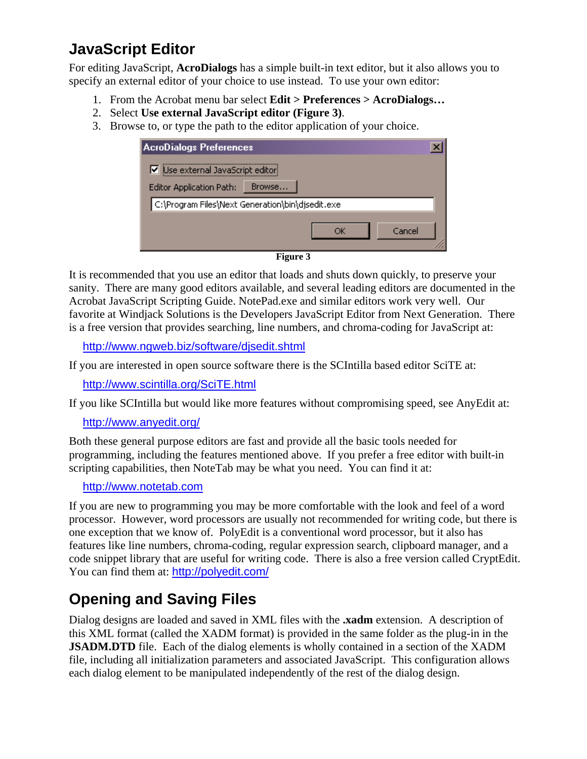## JavaScript Editor

For editing JavaScript, **AcroDialogs** has a simple built-in text editor, but it also allows you to specify an external editor of your choice to use instead. To use your own editor:

1. From the Acrobat menu bar select **Edit > Preferences > AcroDialogs…**
2. Select **Use external JavaScript editor (Figure 3)**.
3. Browse to, or type the path to the editor application of your choice.

**Figure 3**

It is recommended that you use an editor that loads and shuts down quickly, to preserve your sanity. There are many good editors available, and several leading editors are documented in the Acrobat JavaScript Scripting Guide. NotePad.exe and similar editors work very well. Our favorite at Windjack Solutions is the Developers JavaScript Editor from Next Generation. There is a free version that provides searching, line numbers, and chroma-coding for JavaScript at:

http://www.ngweb.biz/software/djsedit.shtml

If you are interested in open source software there is the SCIntilla based editor SciTE at:

http://www.scintilla.org/SciTE.html

If you like SCIntilla but would like more features without compromising speed, see AnyEdit at:

http://www.anyedit.org/

Both these general purpose editors are fast and provide all the basic tools needed for programming, including the features mentioned above. If you prefer a free editor with built-in scripting capabilities, then NoteTab may be what you need. You can find it at:

http://www.notetab.com

If you are new to programming you may be more comfortable with the look and feel of a word processor. However, word processors are usually not recommended for writing code, but there is one exception that we know of. PolyEdit is a conventional word processor, but it also has features like line numbers, chroma-coding, regular expression search, clipboard manager, and a code snippet library that are useful for writing code. There is also a free version called CryptEdit. You can find them at: http://polyedit.com/

## Opening and Saving Files

Dialog designs are loaded and saved in XML files with the **.xadm** extension. A description of this XML format (called the XADM format) is provided in the same folder as the plug-in in the **JSADM.DTD** file. Each of the dialog elements is wholly contained in a section of the XADM file, including all initialization parameters and associated JavaScript. This configuration allows each dialog element to be manipulated independently of the rest of the dialog design.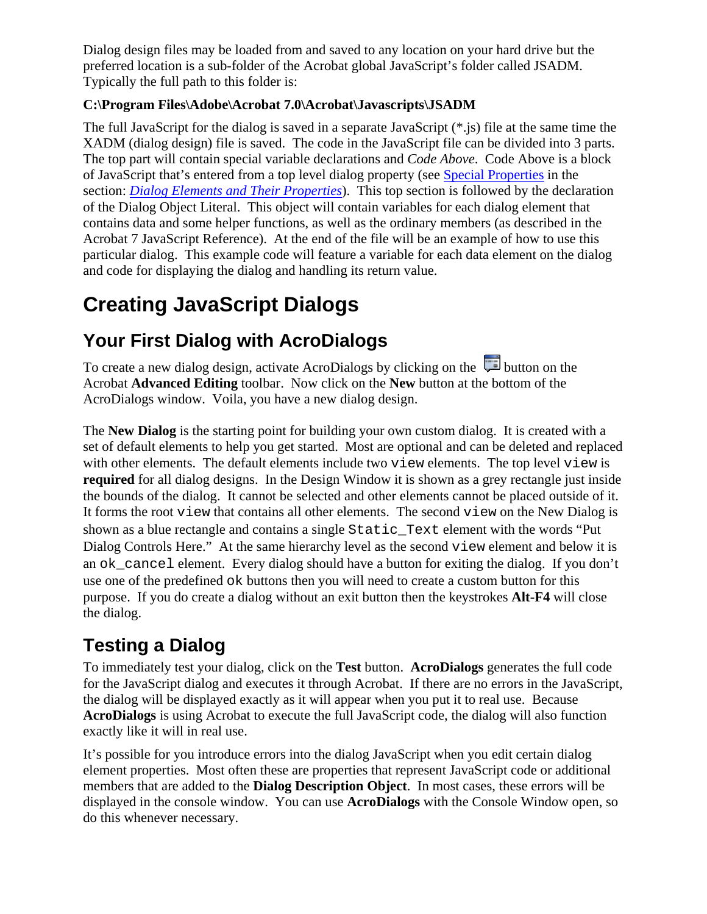Dialog design files may be loaded from and saved to any location on your hard drive but the preferred location is a sub-folder of the Acrobat global JavaScript's folder called JSADM. Typically the full path to this folder is:

**C:\Program Files\Adobe\Acrobat 7.0\Acrobat\Javascripts\JSADM**

The full JavaScript for the dialog is saved in a separate JavaScript (*.js) file at the same time the XADM (dialog design) file is saved. The code in the JavaScript file can be divided into 3 parts. The top part will contain special variable declarations and *Code Above*. Code Above is a block of JavaScript that's entered from a top level dialog property (see Special Properties in the section: *Dialog Elements and Their Properties*). This top section is followed by the declaration of the Dialog Object Literal. This object will contain variables for each dialog element that contains data and some helper functions, as well as the ordinary members (as described in the Acrobat 7 JavaScript Reference). At the end of the file will be an example of how to use this particular dialog. This example code will feature a variable for each data element on the dialog and code for displaying the dialog and handling its return value.

# Creating JavaScript Dialogs

## Your First Dialog with AcroDialogs

To create a new dialog design, activate AcroDialogs by clicking on the button on the Acrobat **Advanced Editing** toolbar. Now click on the **New** button at the bottom of the AcroDialogs window. Voila, you have a new dialog design.

The **New Dialog** is the starting point for building your own custom dialog. It is created with a set of default elements to help you get started. Most are optional and can be deleted and replaced with other elements. The default elements include two `view` elements. The top level `view` is **required** for all dialog designs. In the Design Window it is shown as a grey rectangle just inside the bounds of the dialog. It cannot be selected and other elements cannot be placed outside of it. It forms the root `view` that contains all other elements. The second `view` on the New Dialog is shown as a blue rectangle and contains a single `Static_Text` element with the words "Put Dialog Controls Here." At the same hierarchy level as the second `view` element and below it is an `ok_cancel` element. Every dialog should have a button for exiting the dialog. If you don't use one of the predefined `ok` buttons then you will need to create a custom button for this purpose. If you do create a dialog without an exit button then the keystrokes **Alt-F4** will close the dialog.

## Testing a Dialog

To immediately test your dialog, click on the **Test** button. **AcroDialogs** generates the full code for the JavaScript dialog and executes it through Acrobat. If there are no errors in the JavaScript, the dialog will be displayed exactly as it will appear when you put it to real use. Because **AcroDialogs** is using Acrobat to execute the full JavaScript code, the dialog will also function exactly like it will in real use.

It's possible for you introduce errors into the dialog JavaScript when you edit certain dialog element properties. Most often these are properties that represent JavaScript code or additional members that are added to the **Dialog Description Object**. In most cases, these errors will be displayed in the console window. You can use **AcroDialogs** with the Console Window open, so do this whenever necessary.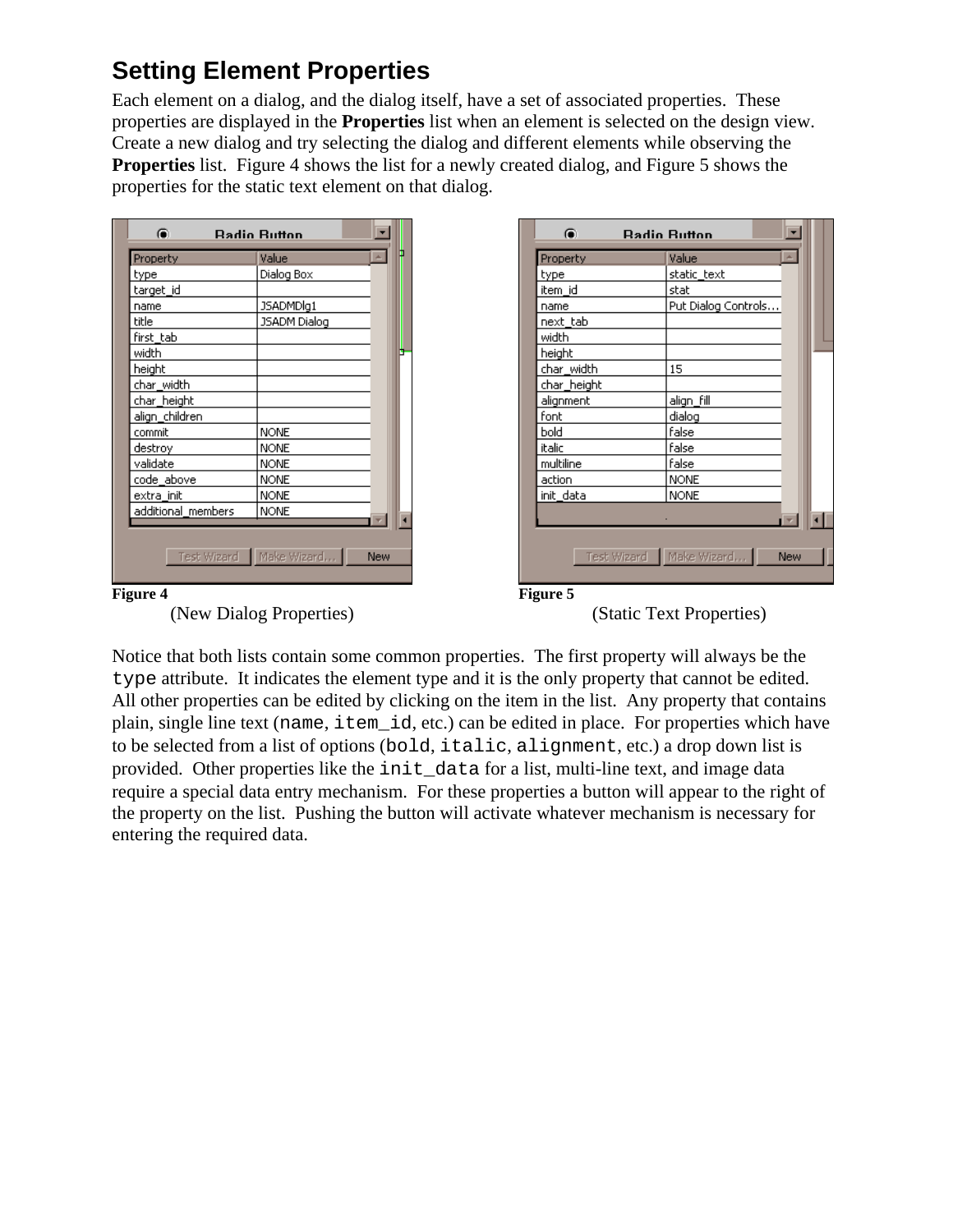## Setting Element Properties

Each element on a dialog, and the dialog itself, have a set of associated properties. These properties are displayed in the **Properties** list when an element is selected on the design view. Create a new dialog and try selecting the dialog and different elements while observing the **Properties** list. Figure 4 shows the list for a newly created dialog, and Figure 5 shows the properties for the static text element on that dialog.

| Property | Value |
|---|---|
| type | Dialog Box |
| target_id | |
| name | JSADMDlg1 |
| title | JSADM Dialog |
| first_tab | |
| width | |
| height | |
| char_width | |
| char_height | |
| align_children | |
| commit | NONE |
| destroy | NONE |
| validate | NONE |
| code_above | NONE |
| extra_init | NONE |
| additional_members | NONE |

**Figure 4**
(New Dialog Properties)

| Property | Value |
|---|---|
| type | static_text |
| item_id | stat |
| name | Put Dialog Controls... |
| next_tab | |
| width | |
| height | |
| char_width | 15 |
| char_height | |
| alignment | align_fill |
| font | dialog |
| bold | false |
| italic | false |
| multiline | false |
| action | NONE |
| init_data | NONE |

**Figure 5**
(Static Text Properties)

Notice that both lists contain some common properties. The first property will always be the `type` attribute. It indicates the element type and it is the only property that cannot be edited. All other properties can be edited by clicking on the item in the list. Any property that contains plain, single line text (`name`, `item_id`, etc.) can be edited in place. For properties which have to be selected from a list of options (`bold`, `italic`, `alignment`, etc.) a drop down list is provided. Other properties like the `init_data` for a list, multi-line text, and image data require a special data entry mechanism. For these properties a button will appear to the right of the property on the list. Pushing the button will activate whatever mechanism is necessary for entering the required data.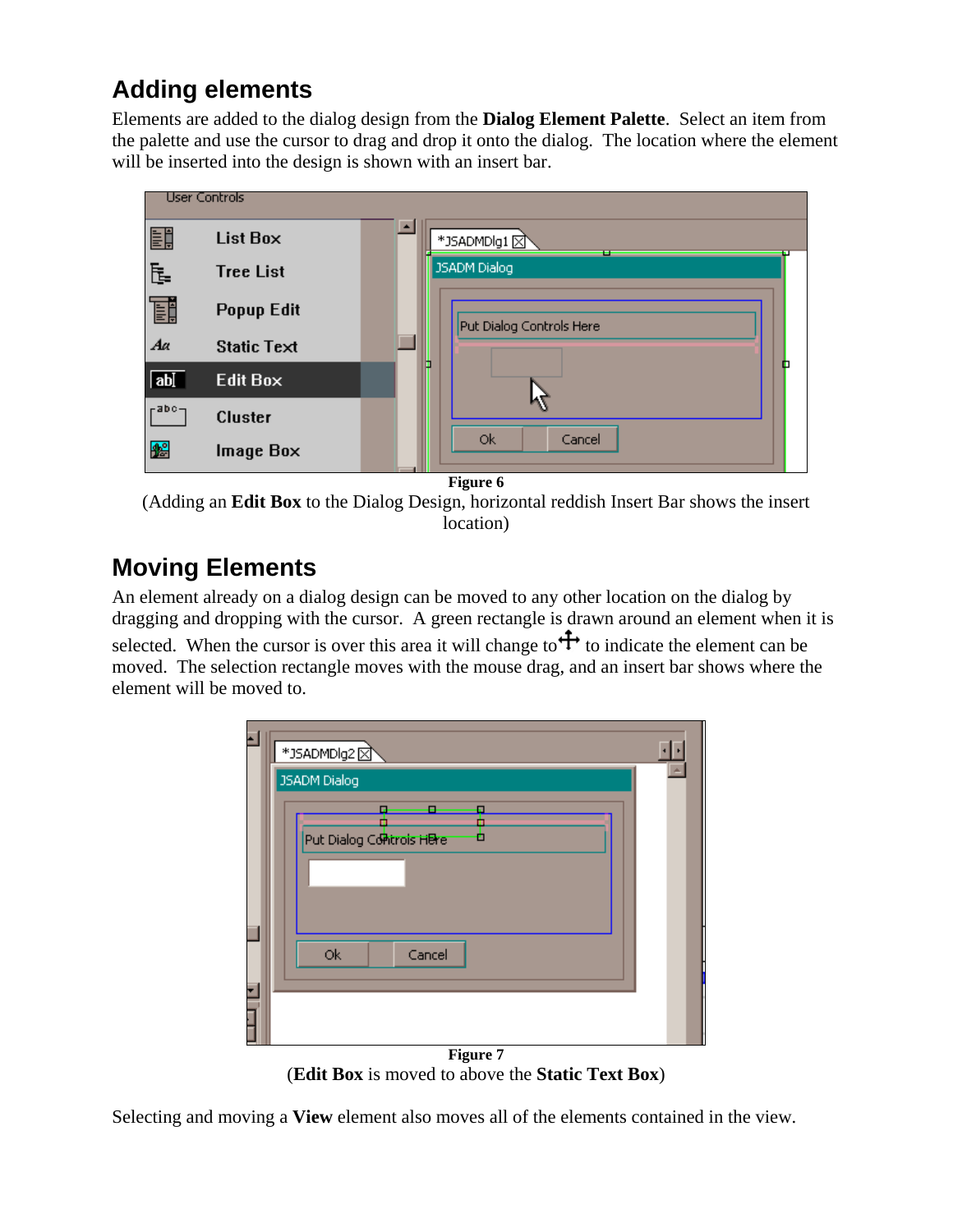## Adding elements

Elements are added to the dialog design from the **Dialog Element Palette**. Select an item from the palette and use the cursor to drag and drop it onto the dialog. The location where the element will be inserted into the design is shown with an insert bar.

**Figure 6**

(Adding an **Edit Box** to the Dialog Design, horizontal reddish Insert Bar shows the insert location)

## Moving Elements

An element already on a dialog design can be moved to any other location on the dialog by dragging and dropping with the cursor. A green rectangle is drawn around an element when it is selected. When the cursor is over this area it will change to ✥ to indicate the element can be moved. The selection rectangle moves with the mouse drag, and an insert bar shows where the element will be moved to.

**Figure 7**

(**Edit Box** is moved to above the **Static Text Box**)

Selecting and moving a **View** element also moves all of the elements contained in the view.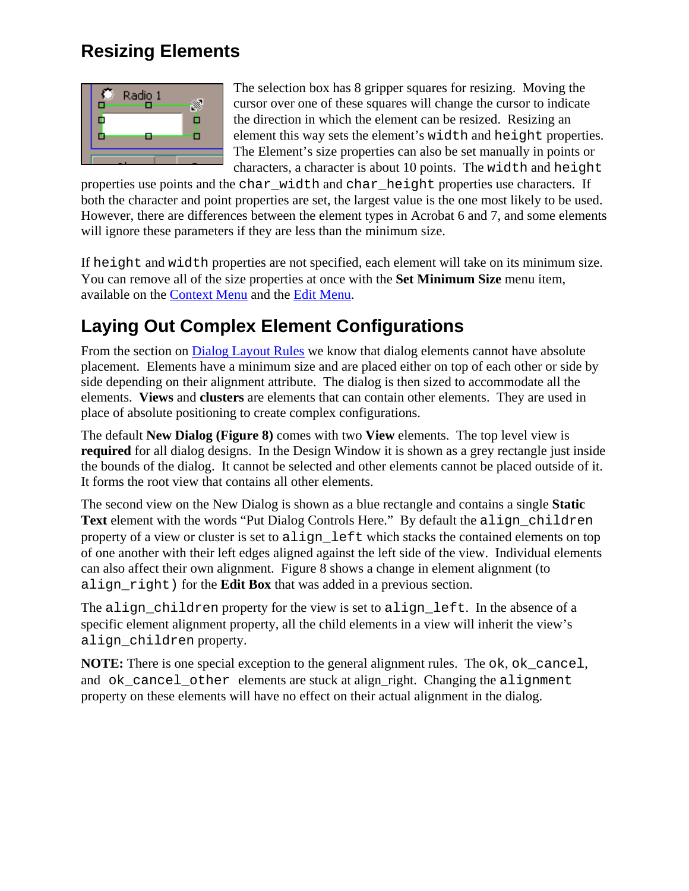## Resizing Elements

The selection box has 8 gripper squares for resizing. Moving the cursor over one of these squares will change the cursor to indicate the direction in which the element can be resized. Resizing an element this way sets the element's `width` and `height` properties. The Element's size properties can also be set manually in points or characters, a character is about 10 points. The `width` and `height` properties use points and the `char_width` and `char_height` properties use characters. If both the character and point properties are set, the largest value is the one most likely to be used. However, there are differences between the element types in Acrobat 6 and 7, and some elements will ignore these parameters if they are less than the minimum size.

If `height` and `width` properties are not specified, each element will take on its minimum size. You can remove all of the size properties at once with the **Set Minimum Size** menu item, available on the Context Menu and the Edit Menu.

## Laying Out Complex Element Configurations

From the section on Dialog Layout Rules we know that dialog elements cannot have absolute placement. Elements have a minimum size and are placed either on top of each other or side by side depending on their alignment attribute. The dialog is then sized to accommodate all the elements. **Views** and **clusters** are elements that can contain other elements. They are used in place of absolute positioning to create complex configurations.

The default **New Dialog (Figure 8)** comes with two **View** elements. The top level view is **required** for all dialog designs. In the Design Window it is shown as a grey rectangle just inside the bounds of the dialog. It cannot be selected and other elements cannot be placed outside of it. It forms the root view that contains all other elements.

The second view on the New Dialog is shown as a blue rectangle and contains a single **Static Text** element with the words "Put Dialog Controls Here." By default the `align_children` property of a view or cluster is set to `align_left` which stacks the contained elements on top of one another with their left edges aligned against the left side of the view. Individual elements can also affect their own alignment. Figure 8 shows a change in element alignment (to `align_right`) for the **Edit Box** that was added in a previous section.

The `align_children` property for the view is set to `align_left`. In the absence of a specific element alignment property, all the child elements in a view will inherit the view's `align_children` property.

**NOTE:** There is one special exception to the general alignment rules. The `ok`, `ok_cancel`, and `ok_cancel_other` elements are stuck at align_right. Changing the `alignment` property on these elements will have no effect on their actual alignment in the dialog.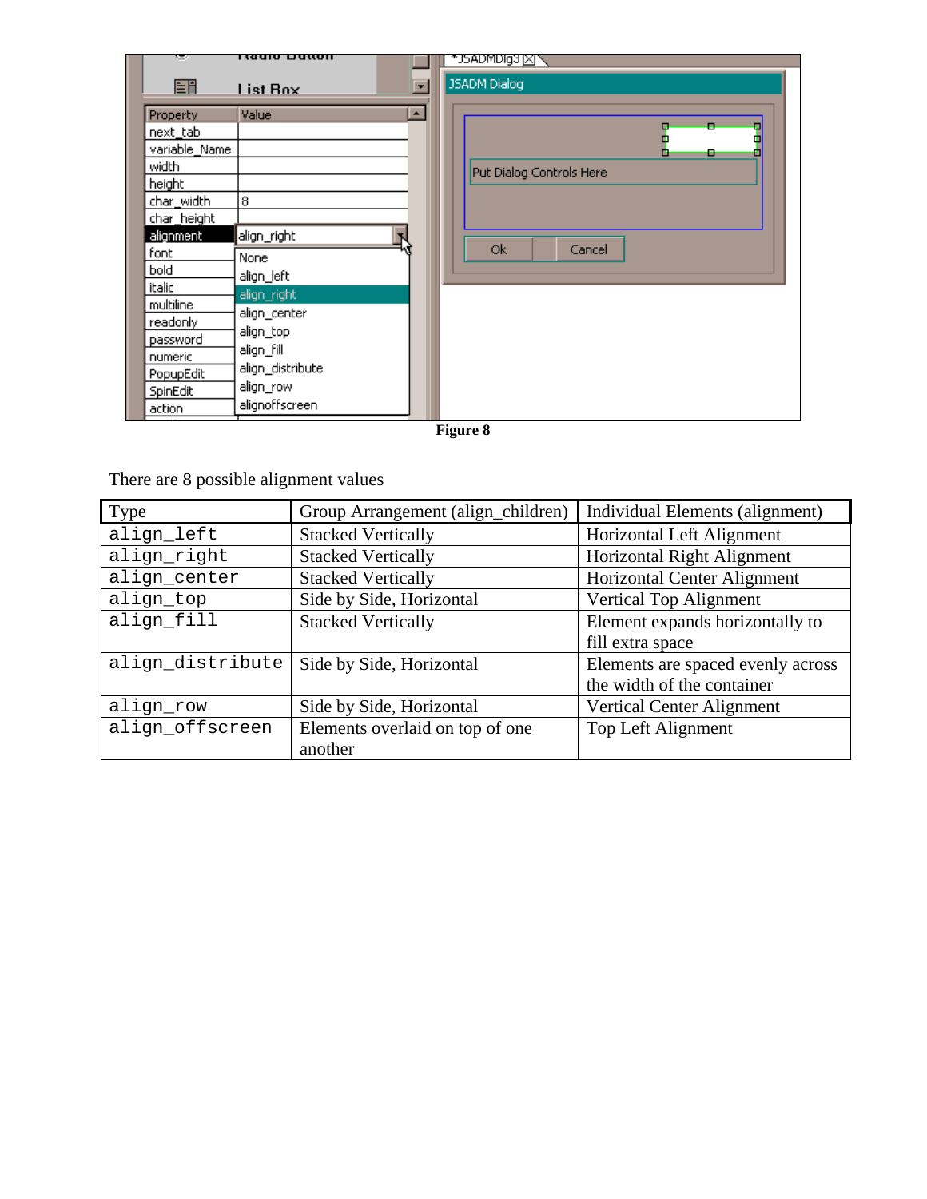Figure 8

There are 8 possible alignment values

| Type | Group Arrangement (align_children) | Individual Elements (alignment) |
|---|---|---|
| `align_left` | Stacked Vertically | Horizontal Left Alignment |
| `align_right` | Stacked Vertically | Horizontal Right Alignment |
| `align_center` | Stacked Vertically | Horizontal Center Alignment |
| `align_top` | Side by Side, Horizontal | Vertical Top Alignment |
| `align_fill` | Stacked Vertically | Element expands horizontally to fill extra space |
| `align_distribute` | Side by Side, Horizontal | Elements are spaced evenly across the width of the container |
| `align_row` | Side by Side, Horizontal | Vertical Center Alignment |
| `align_offscreen` | Elements overlaid on top of one another | Top Left Alignment |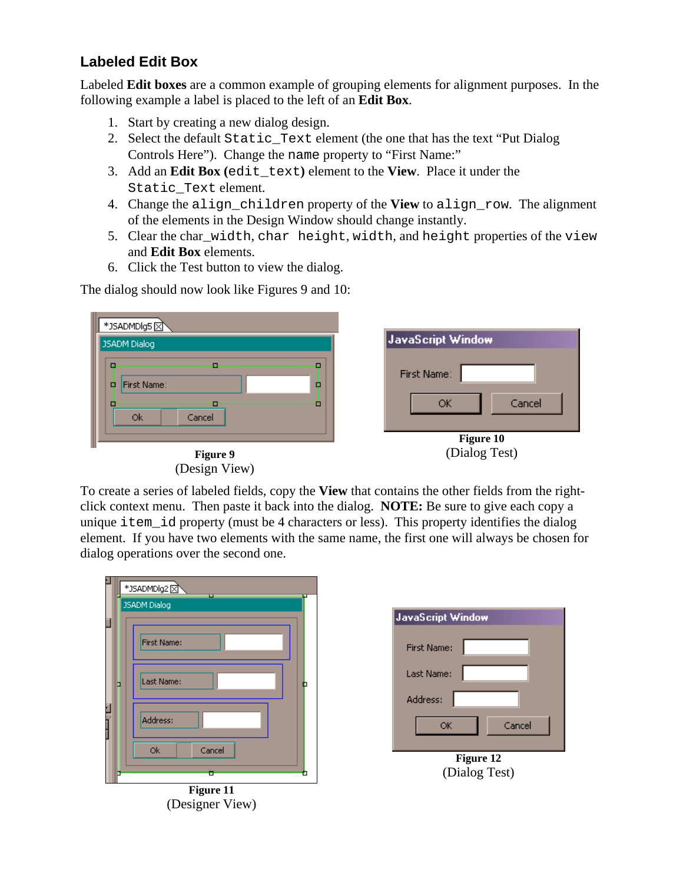## Labeled Edit Box

Labeled **Edit boxes** are a common example of grouping elements for alignment purposes. In the following example a label is placed to the left of an **Edit Box**.

1. Start by creating a new dialog design.
2. Select the default `Static_Text` element (the one that has the text "Put Dialog Controls Here"). Change the `name` property to "First Name:"
3. Add an **Edit Box (**`edit_text`**)** element to the **View**. Place it under the `Static_Text` element.
4. Change the `align_children` property of the **View** to `align_row`. The alignment of the elements in the Design Window should change instantly.
5. Clear the char_`width`, `char height`, `width`, and `height` properties of the `view` and **Edit Box** elements.
6. Click the Test button to view the dialog.

The dialog should now look like Figures 9 and 10:

**Figure 9**
(Design View)

**Figure 10**
(Dialog Test)

To create a series of labeled fields, copy the **View** that contains the other fields from the right-click context menu. Then paste it back into the dialog. **NOTE:** Be sure to give each copy a unique `item_id` property (must be 4 characters or less). This property identifies the dialog element. If you have two elements with the same name, the first one will always be chosen for dialog operations over the second one.

**Figure 11**
(Designer View)

**Figure 12**
(Dialog Test)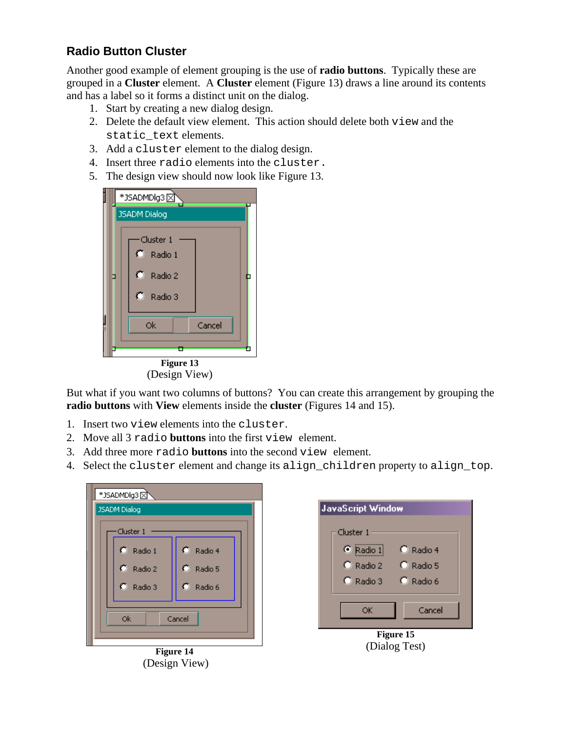## Radio Button Cluster

Another good example of element grouping is the use of **radio buttons**. Typically these are grouped in a **Cluster** element. A **Cluster** element (Figure 13) draws a line around its contents and has a label so it forms a distinct unit on the dialog.

1. Start by creating a new dialog design.
2. Delete the default view element. This action should delete both `view` and the `static_text` elements.
3. Add a `cluster` element to the dialog design.
4. Insert three `radio` elements into the `cluster`.
5. The design view should now look like Figure 13.

**Figure 13**
(Design View)

But what if you want two columns of buttons? You can create this arrangement by grouping the **radio buttons** with **View** elements inside the **cluster** (Figures 14 and 15).

1. Insert two `view` elements into the `cluster`.
2. Move all 3 `radio` **buttons** into the first `view` element.
3. Add three more `radio` **buttons** into the second `view` element.
4. Select the `cluster` element and change its `align_children` property to `align_top`.

**Figure 14**
(Design View)

**Figure 15**
(Dialog Test)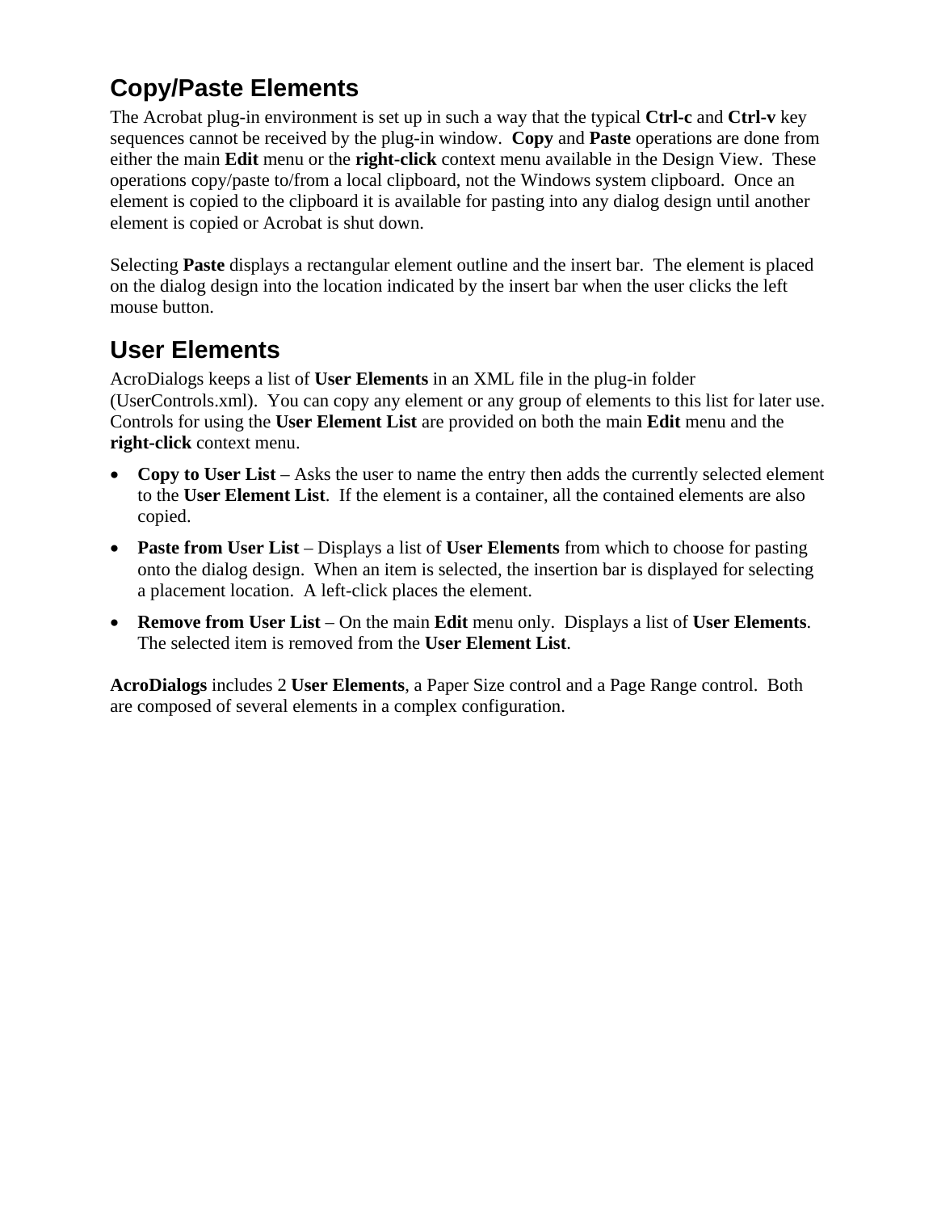## Copy/Paste Elements

The Acrobat plug-in environment is set up in such a way that the typical **Ctrl-c** and **Ctrl-v** key sequences cannot be received by the plug-in window. **Copy** and **Paste** operations are done from either the main **Edit** menu or the **right-click** context menu available in the Design View. These operations copy/paste to/from a local clipboard, not the Windows system clipboard. Once an element is copied to the clipboard it is available for pasting into any dialog design until another element is copied or Acrobat is shut down.

Selecting **Paste** displays a rectangular element outline and the insert bar. The element is placed on the dialog design into the location indicated by the insert bar when the user clicks the left mouse button.

## User Elements

AcroDialogs keeps a list of **User Elements** in an XML file in the plug-in folder (UserControls.xml). You can copy any element or any group of elements to this list for later use. Controls for using the **User Element List** are provided on both the main **Edit** menu and the **right-click** context menu.

- **Copy to User List** – Asks the user to name the entry then adds the currently selected element to the **User Element List**. If the element is a container, all the contained elements are also copied.
- **Paste from User List** – Displays a list of **User Elements** from which to choose for pasting onto the dialog design. When an item is selected, the insertion bar is displayed for selecting a placement location. A left-click places the element.
- **Remove from User List** – On the main **Edit** menu only. Displays a list of **User Elements**. The selected item is removed from the **User Element List**.

**AcroDialogs** includes 2 **User Elements**, a Paper Size control and a Page Range control. Both are composed of several elements in a complex configuration.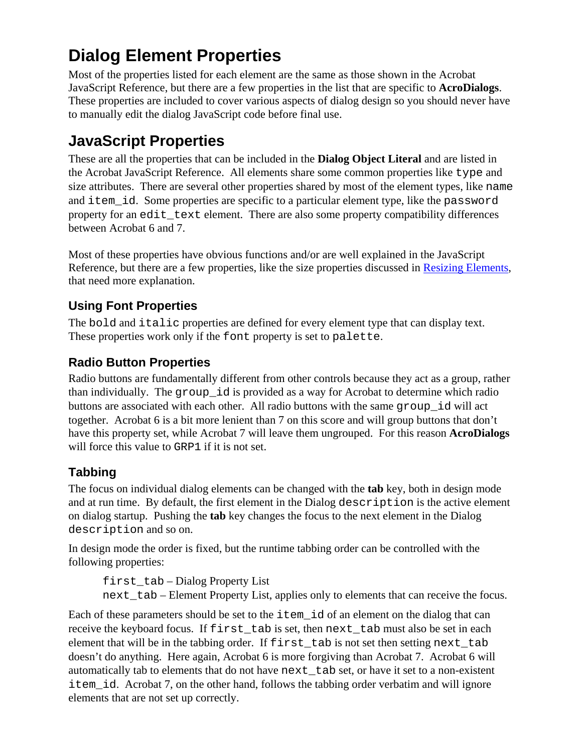# Dialog Element Properties

Most of the properties listed for each element are the same as those shown in the Acrobat JavaScript Reference, but there are a few properties in the list that are specific to **AcroDialogs**. These properties are included to cover various aspects of dialog design so you should never have to manually edit the dialog JavaScript code before final use.

# JavaScript Properties

These are all the properties that can be included in the **Dialog Object Literal** and are listed in the Acrobat JavaScript Reference. All elements share some common properties like `type` and size attributes. There are several other properties shared by most of the element types, like `name` and `item_id`. Some properties are specific to a particular element type, like the `password` property for an `edit_text` element. There are also some property compatibility differences between Acrobat 6 and 7.

Most of these properties have obvious functions and/or are well explained in the JavaScript Reference, but there are a few properties, like the size properties discussed in Resizing Elements, that need more explanation.

## Using Font Properties

The `bold` and `italic` properties are defined for every element type that can display text. These properties work only if the `font` property is set to `palette`.

## Radio Button Properties

Radio buttons are fundamentally different from other controls because they act as a group, rather than individually. The `group_id` is provided as a way for Acrobat to determine which radio buttons are associated with each other. All radio buttons with the same `group_id` will act together. Acrobat 6 is a bit more lenient than 7 on this score and will group buttons that don't have this property set, while Acrobat 7 will leave them ungrouped. For this reason **AcroDialogs** will force this value to `GRP1` if it is not set.

## Tabbing

The focus on individual dialog elements can be changed with the **tab** key, both in design mode and at run time. By default, the first element in the Dialog `description` is the active element on dialog startup. Pushing the **tab** key changes the focus to the next element in the Dialog `description` and so on.

In design mode the order is fixed, but the runtime tabbing order can be controlled with the following properties:

> `first_tab` – Dialog Property List
> `next_tab` – Element Property List, applies only to elements that can receive the focus.

Each of these parameters should be set to the `item_id` of an element on the dialog that can receive the keyboard focus. If `first_tab` is set, then `next_tab` must also be set in each element that will be in the tabbing order. If `first_tab` is not set then setting `next_tab` doesn't do anything. Here again, Acrobat 6 is more forgiving than Acrobat 7. Acrobat 6 will automatically tab to elements that do not have `next_tab` set, or have it set to a non-existent `item_id`. Acrobat 7, on the other hand, follows the tabbing order verbatim and will ignore elements that are not set up correctly.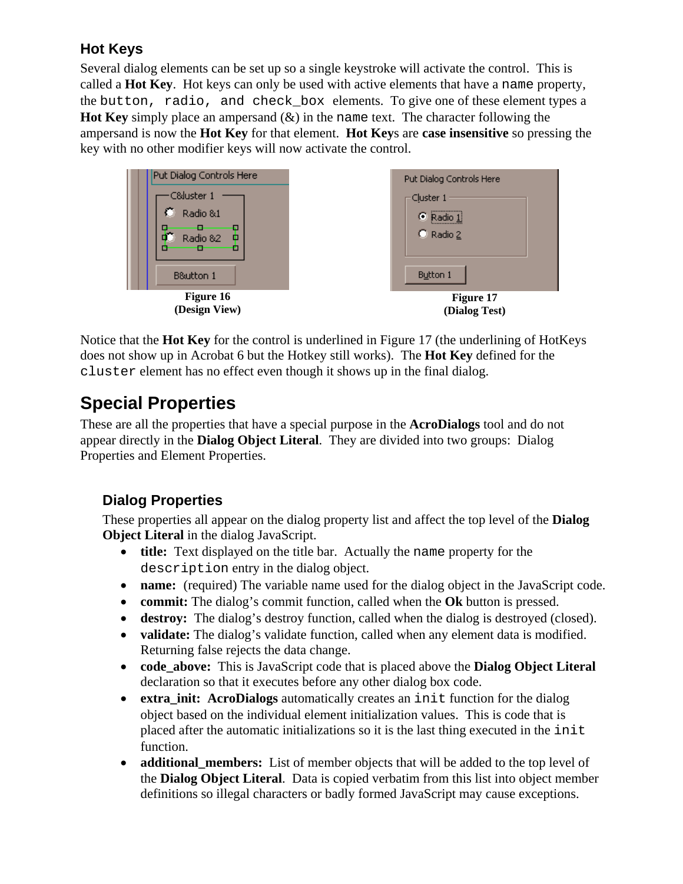### Hot Keys

Several dialog elements can be set up so a single keystroke will activate the control. This is called a **Hot Key**. Hot keys can only be used with active elements that have a `name` property, the `button, radio, and check_box` elements. To give one of these element types a **Hot Key** simply place an ampersand (&) in the `name` text. The character following the ampersand is now the **Hot Key** for that element. **Hot Key**s are **case insensitive** so pressing the key with no other modifier keys will now activate the control.

**Figure 16**
**(Design View)**

**Figure 17**
**(Dialog Test)**

Notice that the **Hot Key** for the control is underlined in Figure 17 (the underlining of HotKeys does not show up in Acrobat 6 but the Hotkey still works). The **Hot Key** defined for the `cluster` element has no effect even though it shows up in the final dialog.

## Special Properties

These are all the properties that have a special purpose in the **AcroDialogs** tool and do not appear directly in the **Dialog Object Literal**. They are divided into two groups: Dialog Properties and Element Properties.

### Dialog Properties

These properties all appear on the dialog property list and affect the top level of the **Dialog Object Literal** in the dialog JavaScript.

- **title:** Text displayed on the title bar. Actually the `name` property for the `description` entry in the dialog object.
- **name:** (required) The variable name used for the dialog object in the JavaScript code.
- **commit:** The dialog's commit function, called when the **Ok** button is pressed.
- **destroy:** The dialog's destroy function, called when the dialog is destroyed (closed).
- **validate:** The dialog's validate function, called when any element data is modified. Returning false rejects the data change.
- **code_above:** This is JavaScript code that is placed above the **Dialog Object Literal** declaration so that it executes before any other dialog box code.
- **extra_init:** **AcroDialogs** automatically creates an `init` function for the dialog object based on the individual element initialization values. This is code that is placed after the automatic initializations so it is the last thing executed in the `init` function.
- **additional_members:** List of member objects that will be added to the top level of the **Dialog Object Literal**. Data is copied verbatim from this list into object member definitions so illegal characters or badly formed JavaScript may cause exceptions.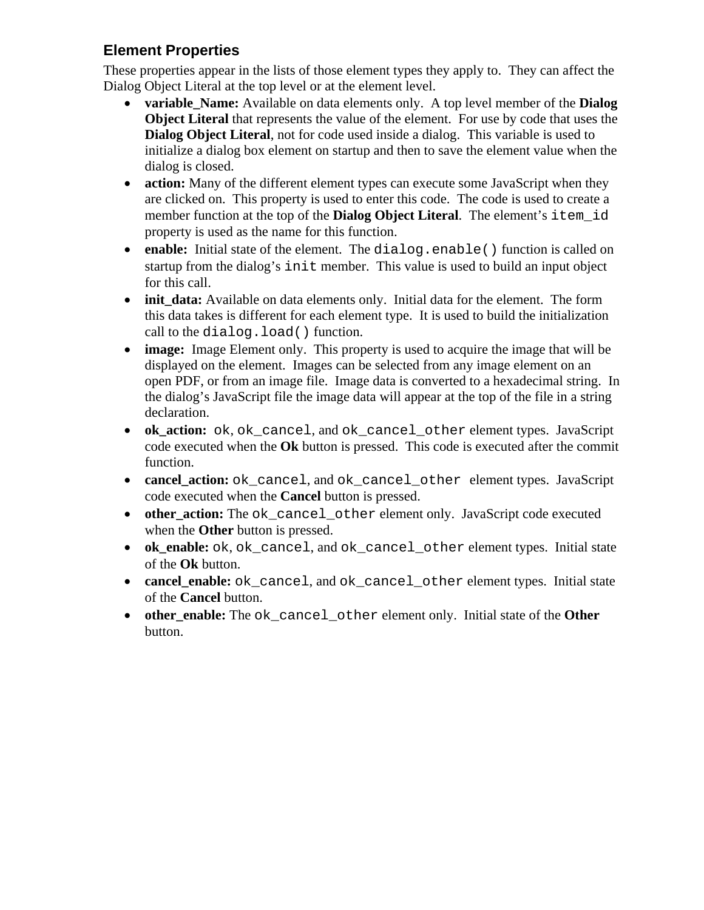## Element Properties

These properties appear in the lists of those element types they apply to. They can affect the Dialog Object Literal at the top level or at the element level.

- **variable_Name:** Available on data elements only. A top level member of the **Dialog Object Literal** that represents the value of the element. For use by code that uses the **Dialog Object Literal**, not for code used inside a dialog. This variable is used to initialize a dialog box element on startup and then to save the element value when the dialog is closed.
- **action:** Many of the different element types can execute some JavaScript when they are clicked on. This property is used to enter this code. The code is used to create a member function at the top of the **Dialog Object Literal**. The element's `item_id` property is used as the name for this function.
- **enable:** Initial state of the element. The `dialog.enable()` function is called on startup from the dialog's `init` member. This value is used to build an input object for this call.
- **init_data:** Available on data elements only. Initial data for the element. The form this data takes is different for each element type. It is used to build the initialization call to the `dialog.load()` function.
- **image:** Image Element only. This property is used to acquire the image that will be displayed on the element. Images can be selected from any image element on an open PDF, or from an image file. Image data is converted to a hexadecimal string. In the dialog's JavaScript file the image data will appear at the top of the file in a string declaration.
- **ok_action:** `ok`, `ok_cancel`, and `ok_cancel_other` element types. JavaScript code executed when the **Ok** button is pressed. This code is executed after the commit function.
- **cancel_action:** `ok_cancel`, and `ok_cancel_other` element types. JavaScript code executed when the **Cancel** button is pressed.
- **other_action:** The `ok_cancel_other` element only. JavaScript code executed when the **Other** button is pressed.
- **ok_enable:** `ok`, `ok_cancel`, and `ok_cancel_other` element types. Initial state of the **Ok** button.
- **cancel_enable:** `ok_cancel`, and `ok_cancel_other` element types. Initial state of the **Cancel** button.
- **other_enable:** The `ok_cancel_other` element only. Initial state of the **Other** button.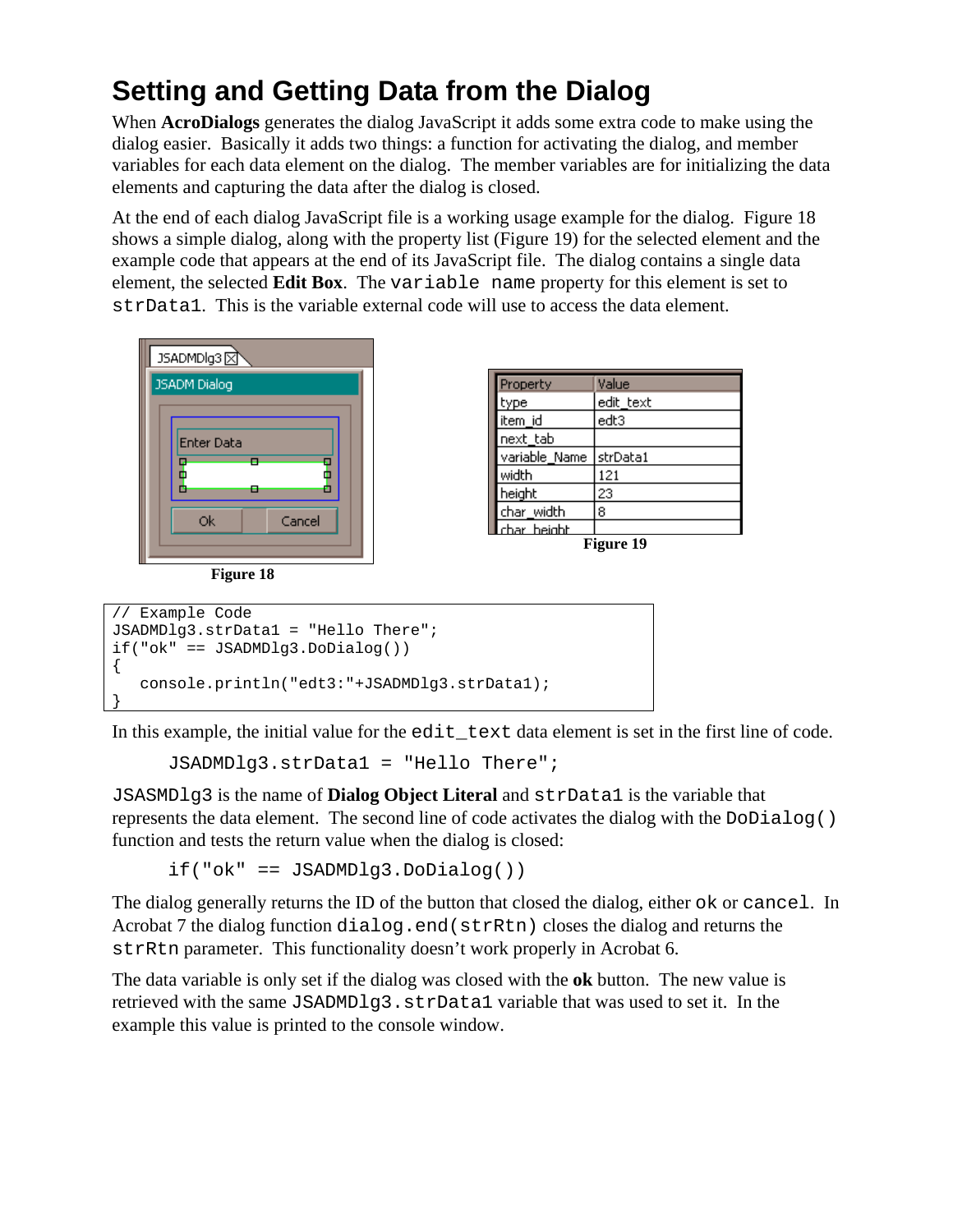# Setting and Getting Data from the Dialog

When **AcroDialogs** generates the dialog JavaScript it adds some extra code to make using the dialog easier. Basically it adds two things: a function for activating the dialog, and member variables for each data element on the dialog. The member variables are for initializing the data elements and capturing the data after the dialog is closed.

At the end of each dialog JavaScript file is a working usage example for the dialog. Figure 18 shows a simple dialog, along with the property list (Figure 19) for the selected element and the example code that appears at the end of its JavaScript file. The dialog contains a single data element, the selected **Edit Box**. The `variable name` property for this element is set to `strData1`. This is the variable external code will use to access the data element.

Figure 18

| Property | Value |
|---|---|
| type | edit_text |
| item_id | edt3 |
| next_tab | |
| variable_Name | strData1 |
| width | 121 |
| height | 23 |
| char_width | 8 |
| char_height | |

Figure 19

```
// Example Code
JSADMDlg3.strData1 = "Hello There";
if("ok" == JSADMDlg3.DoDialog())
{
   console.println("edt3:"+JSADMDlg3.strData1);
}
```

In this example, the initial value for the `edit_text` data element is set in the first line of code.

```
JSADMDlg3.strData1 = "Hello There";
```

`JSASMDlg3` is the name of **Dialog Object Literal** and `strData1` is the variable that represents the data element. The second line of code activates the dialog with the `DoDialog()` function and tests the return value when the dialog is closed:

```
if("ok" == JSADMDlg3.DoDialog())
```

The dialog generally returns the ID of the button that closed the dialog, either `ok` or `cancel`. In Acrobat 7 the dialog function `dialog.end(strRtn)` closes the dialog and returns the `strRtn` parameter. This functionality doesn't work properly in Acrobat 6.

The data variable is only set if the dialog was closed with the **ok** button. The new value is retrieved with the same `JSADMDlg3.strData1` variable that was used to set it. In the example this value is printed to the console window.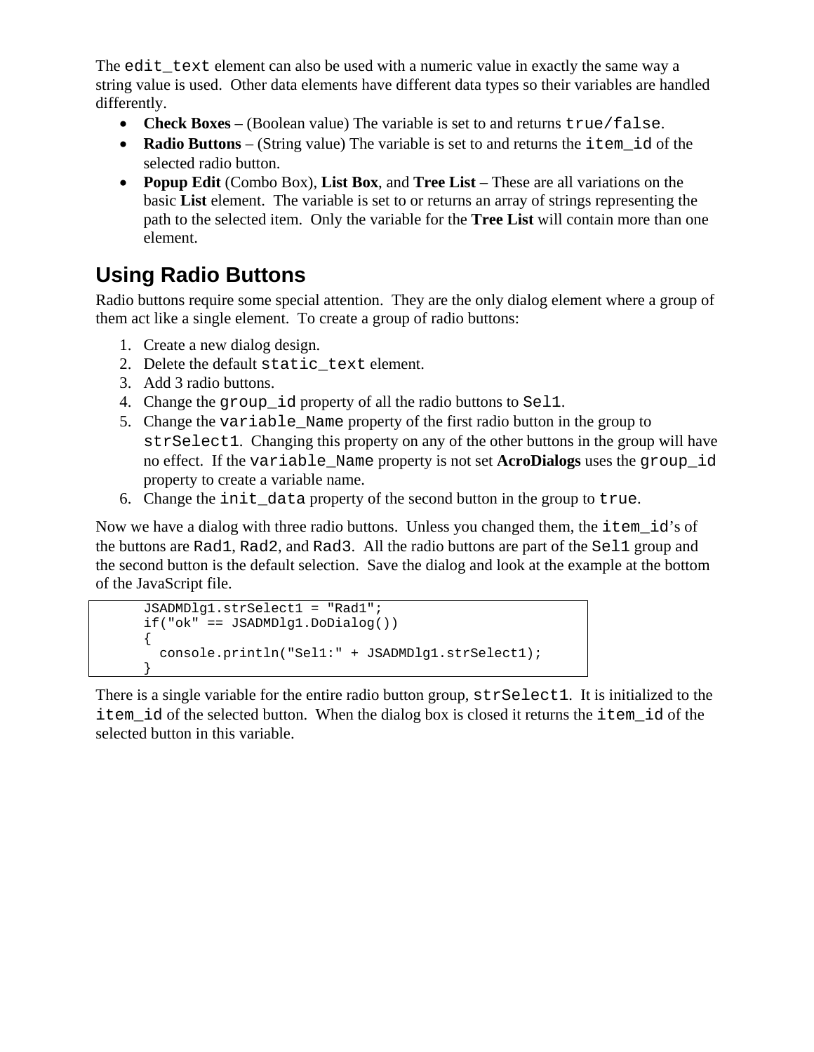The `edit_text` element can also be used with a numeric value in exactly the same way a string value is used. Other data elements have different data types so their variables are handled differently.

- **Check Boxes** – (Boolean value) The variable is set to and returns `true/false`.
- **Radio Buttons** – (String value) The variable is set to and returns the `item_id` of the selected radio button.
- **Popup Edit** (Combo Box), **List Box**, and **Tree List** – These are all variations on the basic **List** element. The variable is set to or returns an array of strings representing the path to the selected item. Only the variable for the **Tree List** will contain more than one element.

## Using Radio Buttons

Radio buttons require some special attention. They are the only dialog element where a group of them act like a single element. To create a group of radio buttons:

1. Create a new dialog design.
2. Delete the default `static_text` element.
3. Add 3 radio buttons.
4. Change the `group_id` property of all the radio buttons to `Sel1`.
5. Change the `variable_Name` property of the first radio button in the group to `strSelect1`. Changing this property on any of the other buttons in the group will have no effect. If the `variable_Name` property is not set **AcroDialogs** uses the `group_id` property to create a variable name.
6. Change the `init_data` property of the second button in the group to `true`.

Now we have a dialog with three radio buttons. Unless you changed them, the `item_id`'s of the buttons are `Rad1`, `Rad2`, and `Rad3`. All the radio buttons are part of the `Sel1` group and the second button is the default selection. Save the dialog and look at the example at the bottom of the JavaScript file.

```
JSADMDlg1.strSelect1 = "Rad1";
if("ok" == JSADMDlg1.DoDialog())
{
  console.println("Sel1:" + JSADMDlg1.strSelect1);
}
```

There is a single variable for the entire radio button group, `strSelect1`. It is initialized to the `item_id` of the selected button. When the dialog box is closed it returns the `item_id` of the selected button in this variable.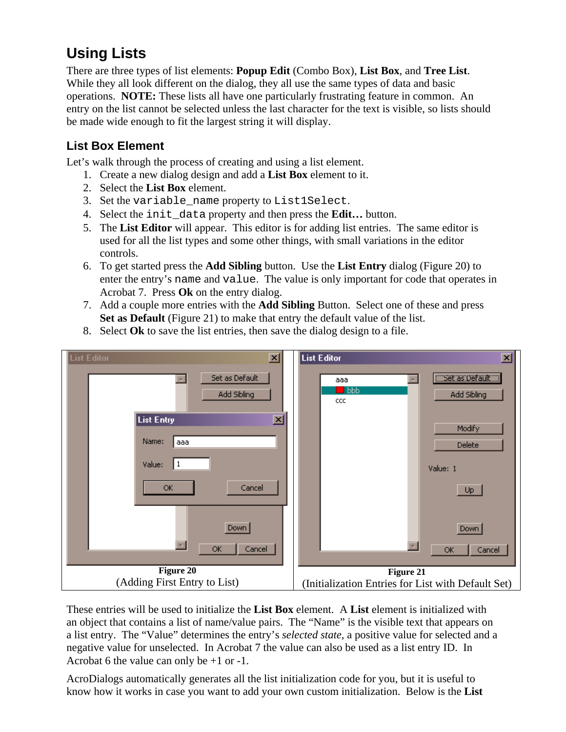## Using Lists

There are three types of list elements: **Popup Edit** (Combo Box), **List Box**, and **Tree List**. While they all look different on the dialog, they all use the same types of data and basic operations. **NOTE:** These lists all have one particularly frustrating feature in common. An entry on the list cannot be selected unless the last character for the text is visible, so lists should be made wide enough to fit the largest string it will display.

### List Box Element

Let's walk through the process of creating and using a list element.

1. Create a new dialog design and add a **List Box** element to it.
2. Select the **List Box** element.
3. Set the `variable_name` property to `List1Select`.
4. Select the `init_data` property and then press the **Edit…** button.
5. The **List Editor** will appear. This editor is for adding list entries. The same editor is used for all the list types and some other things, with small variations in the editor controls.
6. To get started press the **Add Sibling** button. Use the **List Entry** dialog (Figure 20) to enter the entry's `name` and `value`. The value is only important for code that operates in Acrobat 7. Press **Ok** on the entry dialog.
7. Add a couple more entries with the **Add Sibling** Button. Select one of these and press **Set as Default** (Figure 21) to make that entry the default value of the list.
8. Select **Ok** to save the list entries, then save the dialog design to a file.

**Figure 20**
(Adding First Entry to List)

**Figure 21**
(Initialization Entries for List with Default Set)

These entries will be used to initialize the **List Box** element. A **List** element is initialized with an object that contains a list of name/value pairs. The "Name" is the visible text that appears on a list entry. The "Value" determines the entry's *selected state*, a positive value for selected and a negative value for unselected. In Acrobat 7 the value can also be used as a list entry ID. In Acrobat 6 the value can only be +1 or -1.

AcroDialogs automatically generates all the list initialization code for you, but it is useful to know how it works in case you want to add your own custom initialization. Below is the **List**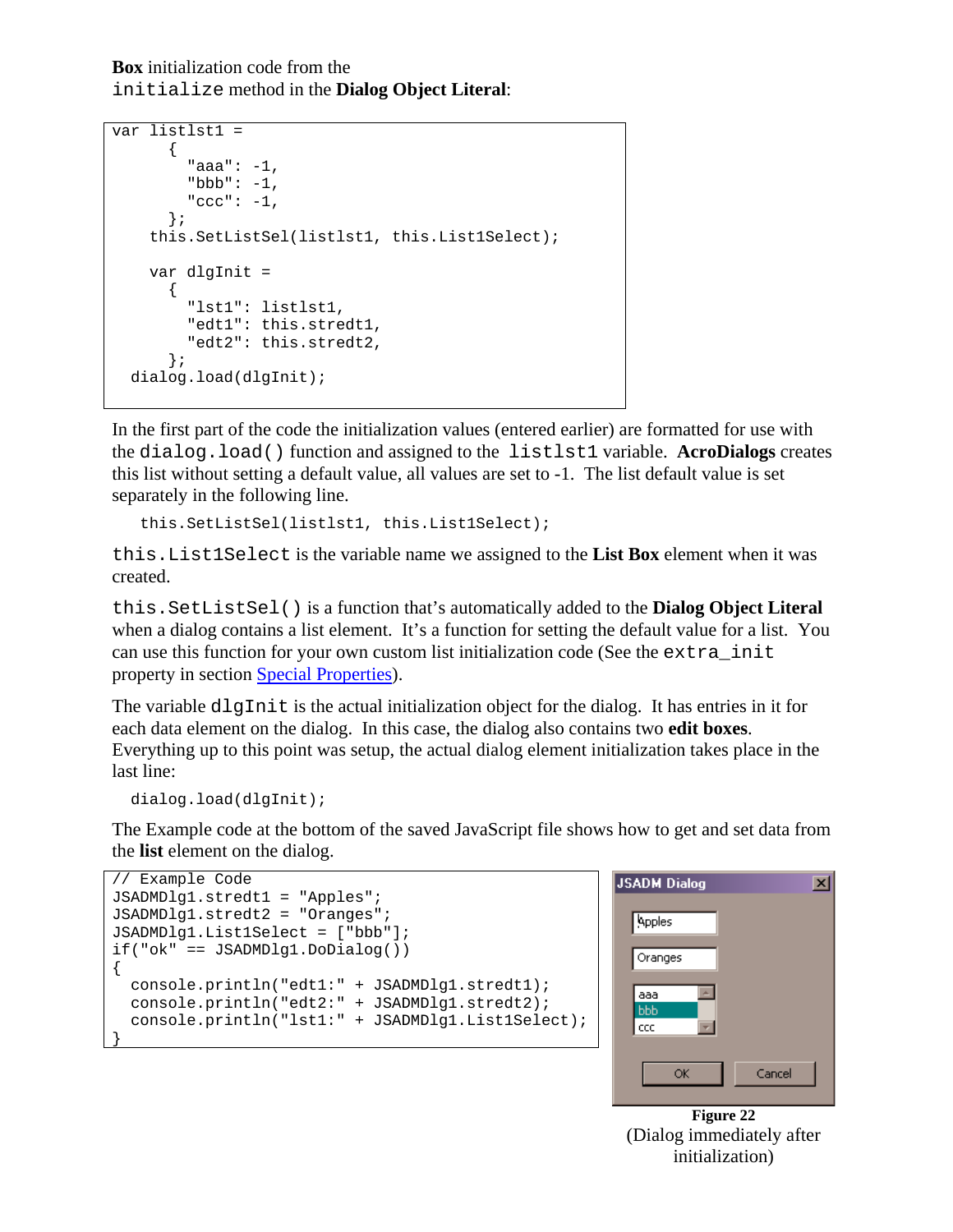**Box** initialization code from the `initialize` method in the **Dialog Object Literal**:

```
var listlst1 =
      {
        "aaa": -1,
        "bbb": -1,
        "ccc": -1,
      };
    this.SetListSel(listlst1, this.List1Select);

    var dlgInit =
      {
        "lst1": listlst1,
        "edt1": this.stredt1,
        "edt2": this.stredt2,
      };
  dialog.load(dlgInit);
```

In the first part of the code the initialization values (entered earlier) are formatted for use with the `dialog.load()` function and assigned to the `listlst1` variable. **AcroDialogs** creates this list without setting a default value, all values are set to -1. The list default value is set separately in the following line.

```
this.SetListSel(listlst1, this.List1Select);
```

`this.List1Select` is the variable name we assigned to the **List Box** element when it was created.

`this.SetListSel()` is a function that's automatically added to the **Dialog Object Literal** when a dialog contains a list element. It's a function for setting the default value for a list. You can use this function for your own custom list initialization code (See the `extra_init` property in section Special Properties).

The variable `dlgInit` is the actual initialization object for the dialog. It has entries in it for each data element on the dialog. In this case, the dialog also contains two **edit boxes**. Everything up to this point was setup, the actual dialog element initialization takes place in the last line:

```
dialog.load(dlgInit);
```

The Example code at the bottom of the saved JavaScript file shows how to get and set data from the **list** element on the dialog.

```
// Example Code
JSADMDlg1.stredt1 = "Apples";
JSADMDlg1.stredt2 = "Oranges";
JSADMDlg1.List1Select = ["bbb"];
if("ok" == JSADMDlg1.DoDialog())
{
  console.println("edt1:" + JSADMDlg1.stredt1);
  console.println("edt2:" + JSADMDlg1.stredt2);
  console.println("lst1:" + JSADMDlg1.List1Select);
}
```

**Figure 22**
(Dialog immediately after initialization)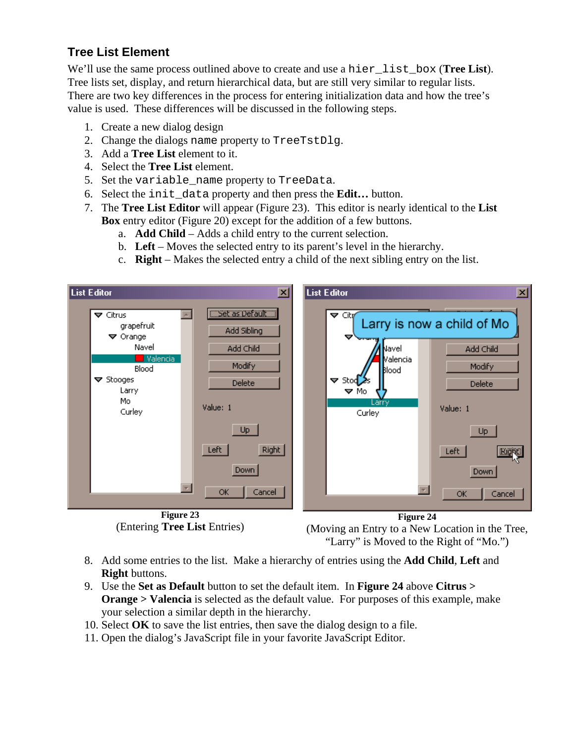## Tree List Element

We'll use the same process outlined above to create and use a `hier_list_box` (**Tree List**). Tree lists set, display, and return hierarchical data, but are still very similar to regular lists. There are two key differences in the process for entering initialization data and how the tree's value is used. These differences will be discussed in the following steps.

1. Create a new dialog design
2. Change the dialogs `name` property to `TreeTstDlg`.
3. Add a **Tree List** element to it.
4. Select the **Tree List** element.
5. Set the `variable_name` property to `TreeData`.
6. Select the `init_data` property and then press the **Edit…** button.
7. The **Tree List Editor** will appear (Figure 23). This editor is nearly identical to the **List Box** entry editor (Figure 20) except for the addition of a few buttons.
   a. **Add Child** – Adds a child entry to the current selection.
   b. **Left** – Moves the selected entry to its parent's level in the hierarchy.
   c. **Right** – Makes the selected entry a child of the next sibling entry on the list.

**Figure 23**
(Entering **Tree List** Entries)

**Figure 24**
(Moving an Entry to a New Location in the Tree, "Larry" is Moved to the Right of "Mo.")

8. Add some entries to the list. Make a hierarchy of entries using the **Add Child**, **Left** and **Right** buttons.
9. Use the **Set as Default** button to set the default item. In **Figure 24** above **Citrus > Orange > Valencia** is selected as the default value. For purposes of this example, make your selection a similar depth in the hierarchy.
10. Select **OK** to save the list entries, then save the dialog design to a file.
11. Open the dialog's JavaScript file in your favorite JavaScript Editor.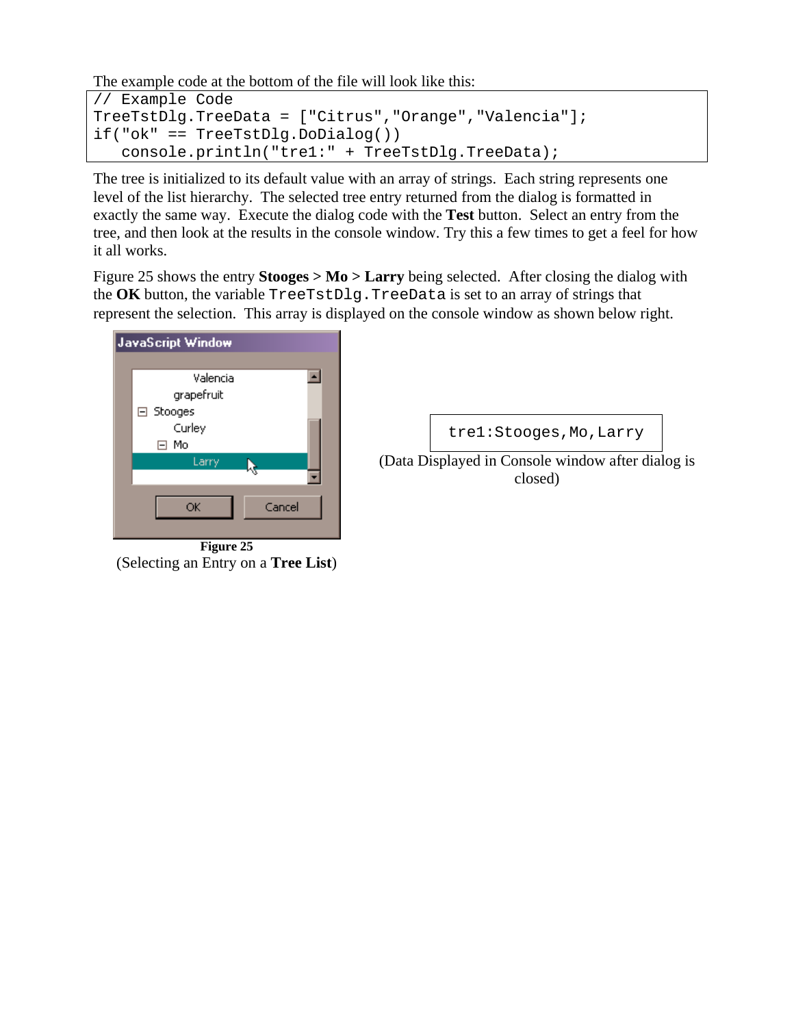The example code at the bottom of the file will look like this:

```
// Example Code
TreeTstDlg.TreeData = ["Citrus","Orange","Valencia"];
if("ok" == TreeTstDlg.DoDialog())
   console.println("tre1:" + TreeTstDlg.TreeData);
```

The tree is initialized to its default value with an array of strings. Each string represents one level of the list hierarchy. The selected tree entry returned from the dialog is formatted in exactly the same way. Execute the dialog code with the **Test** button. Select an entry from the tree, and then look at the results in the console window. Try this a few times to get a feel for how it all works.

Figure 25 shows the entry **Stooges > Mo > Larry** being selected. After closing the dialog with the **OK** button, the variable `TreeTstDlg.TreeData` is set to an array of strings that represent the selection. This array is displayed on the console window as shown below right.

**Figure 25**
(Selecting an Entry on a **Tree List**)

```
tre1:Stooges,Mo,Larry
```

(Data Displayed in Console window after dialog is closed)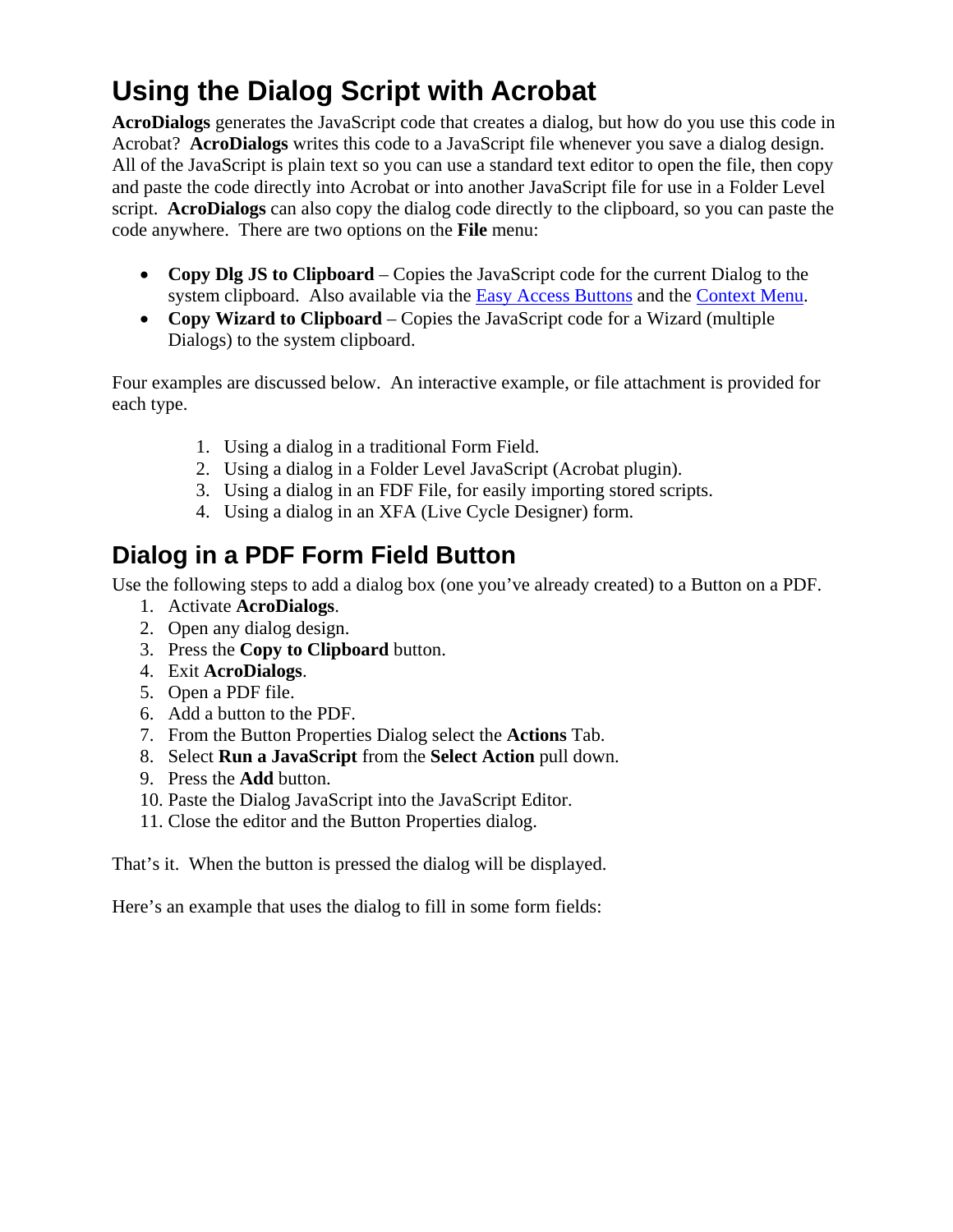# Using the Dialog Script with Acrobat

**AcroDialogs** generates the JavaScript code that creates a dialog, but how do you use this code in Acrobat? **AcroDialogs** writes this code to a JavaScript file whenever you save a dialog design. All of the JavaScript is plain text so you can use a standard text editor to open the file, then copy and paste the code directly into Acrobat or into another JavaScript file for use in a Folder Level script. **AcroDialogs** can also copy the dialog code directly to the clipboard, so you can paste the code anywhere. There are two options on the **File** menu:

- **Copy Dlg JS to Clipboard** – Copies the JavaScript code for the current Dialog to the system clipboard. Also available via the Easy Access Buttons and the Context Menu.
- **Copy Wizard to Clipboard** – Copies the JavaScript code for a Wizard (multiple Dialogs) to the system clipboard.

Four examples are discussed below. An interactive example, or file attachment is provided for each type.

1. Using a dialog in a traditional Form Field.
2. Using a dialog in a Folder Level JavaScript (Acrobat plugin).
3. Using a dialog in an FDF File, for easily importing stored scripts.
4. Using a dialog in an XFA (Live Cycle Designer) form.

## Dialog in a PDF Form Field Button

Use the following steps to add a dialog box (one you've already created) to a Button on a PDF.

1. Activate **AcroDialogs**.
2. Open any dialog design.
3. Press the **Copy to Clipboard** button.
4. Exit **AcroDialogs**.
5. Open a PDF file.
6. Add a button to the PDF.
7. From the Button Properties Dialog select the **Actions** Tab.
8. Select **Run a JavaScript** from the **Select Action** pull down.
9. Press the **Add** button.
10. Paste the Dialog JavaScript into the JavaScript Editor.
11. Close the editor and the Button Properties dialog.

That's it. When the button is pressed the dialog will be displayed.

Here's an example that uses the dialog to fill in some form fields: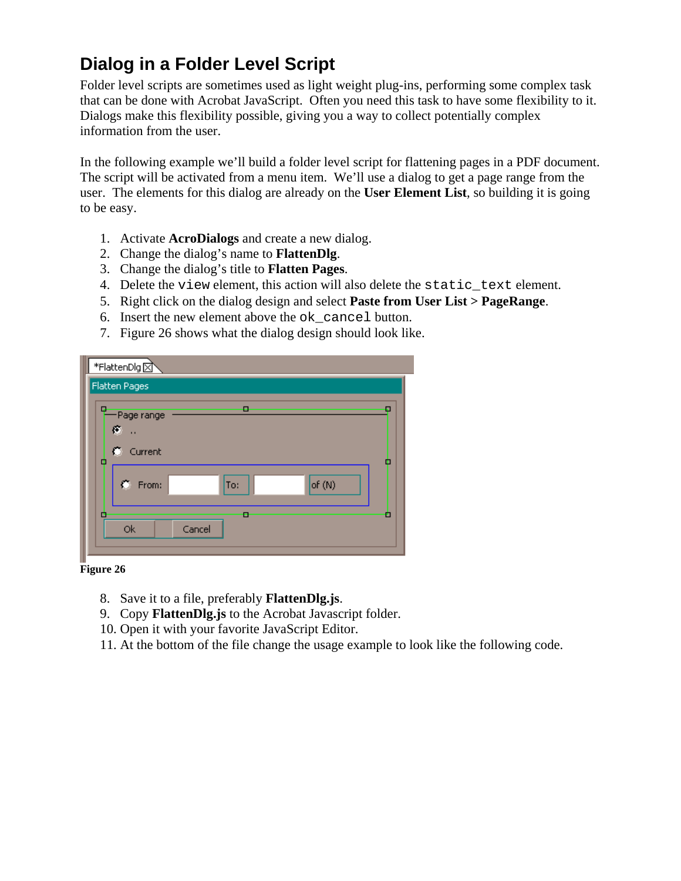## Dialog in a Folder Level Script

Folder level scripts are sometimes used as light weight plug-ins, performing some complex task that can be done with Acrobat JavaScript. Often you need this task to have some flexibility to it. Dialogs make this flexibility possible, giving you a way to collect potentially complex information from the user.

In the following example we'll build a folder level script for flattening pages in a PDF document. The script will be activated from a menu item. We'll use a dialog to get a page range from the user. The elements for this dialog are already on the **User Element List**, so building it is going to be easy.

1. Activate **AcroDialogs** and create a new dialog.
2. Change the dialog's name to **FlattenDlg**.
3. Change the dialog's title to **Flatten Pages**.
4. Delete the `view` element, this action will also delete the `static_text` element.
5. Right click on the dialog design and select **Paste from User List** > **PageRange**.
6. Insert the new element above the `ok_cancel` button.
7. Figure 26 shows what the dialog design should look like.

**Figure 26**

8. Save it to a file, preferably **FlattenDlg.js**.
9. Copy **FlattenDlg.js** to the Acrobat Javascript folder.
10. Open it with your favorite JavaScript Editor.
11. At the bottom of the file change the usage example to look like the following code.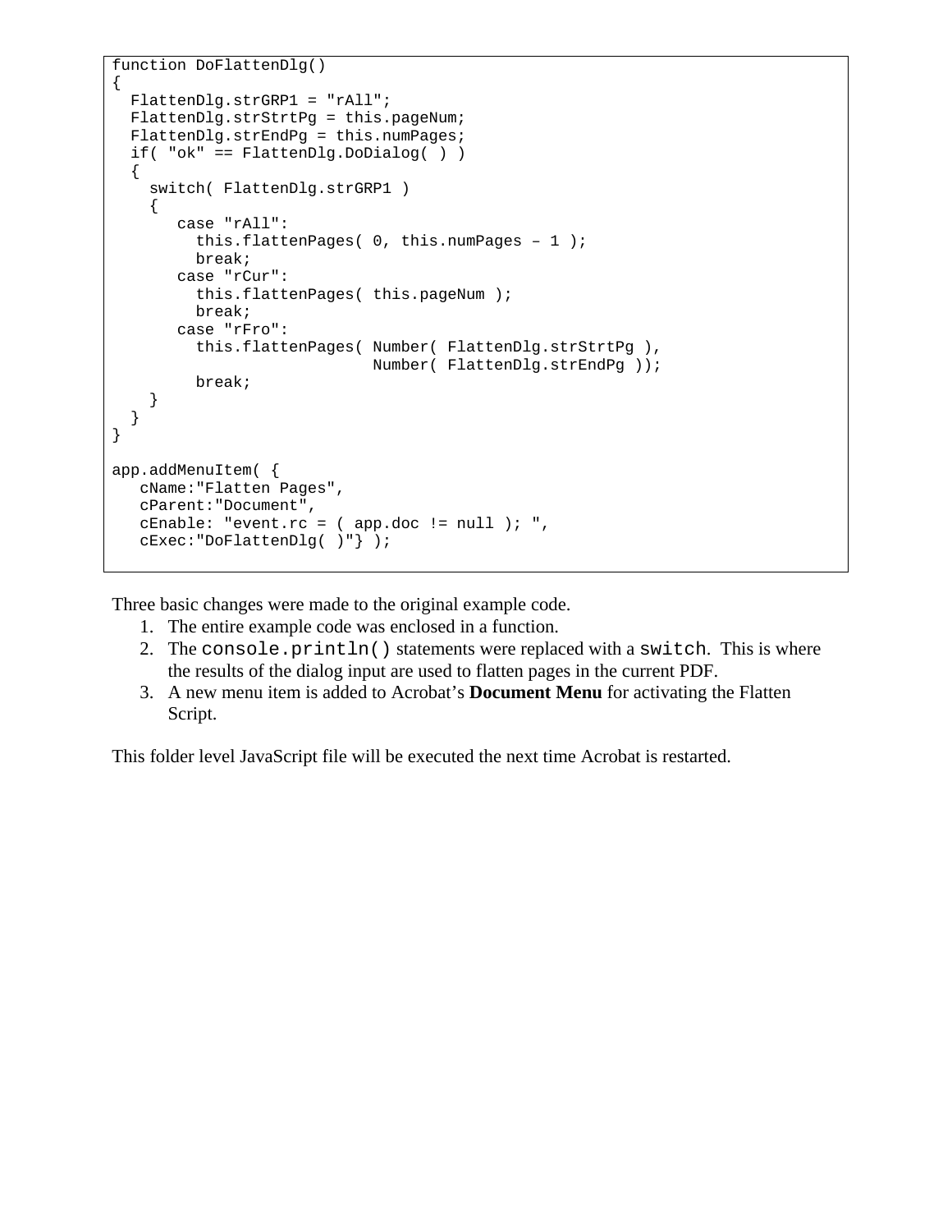```
function DoFlattenDlg()
{
  FlattenDlg.strGRP1 = "rAll";
  FlattenDlg.strStrtPg = this.pageNum;
  FlattenDlg.strEndPg = this.numPages;
  if( "ok" == FlattenDlg.DoDialog( ) )
  {
    switch( FlattenDlg.strGRP1 )
    {
       case "rAll":
         this.flattenPages( 0, this.numPages – 1 );
         break;
       case "rCur":
         this.flattenPages( this.pageNum );
         break;
       case "rFro":
         this.flattenPages( Number( FlattenDlg.strStrtPg ),
                            Number( FlattenDlg.strEndPg ));
         break;
    }
  }
}

app.addMenuItem( {
   cName:"Flatten Pages",
   cParent:"Document",
   cEnable: "event.rc = ( app.doc != null ); ",
   cExec:"DoFlattenDlg( )"} );
```

Three basic changes were made to the original example code.

1. The entire example code was enclosed in a function.
2. The `console.println()` statements were replaced with a `switch`. This is where the results of the dialog input are used to flatten pages in the current PDF.
3. A new menu item is added to Acrobat's **Document Menu** for activating the Flatten Script.

This folder level JavaScript file will be executed the next time Acrobat is restarted.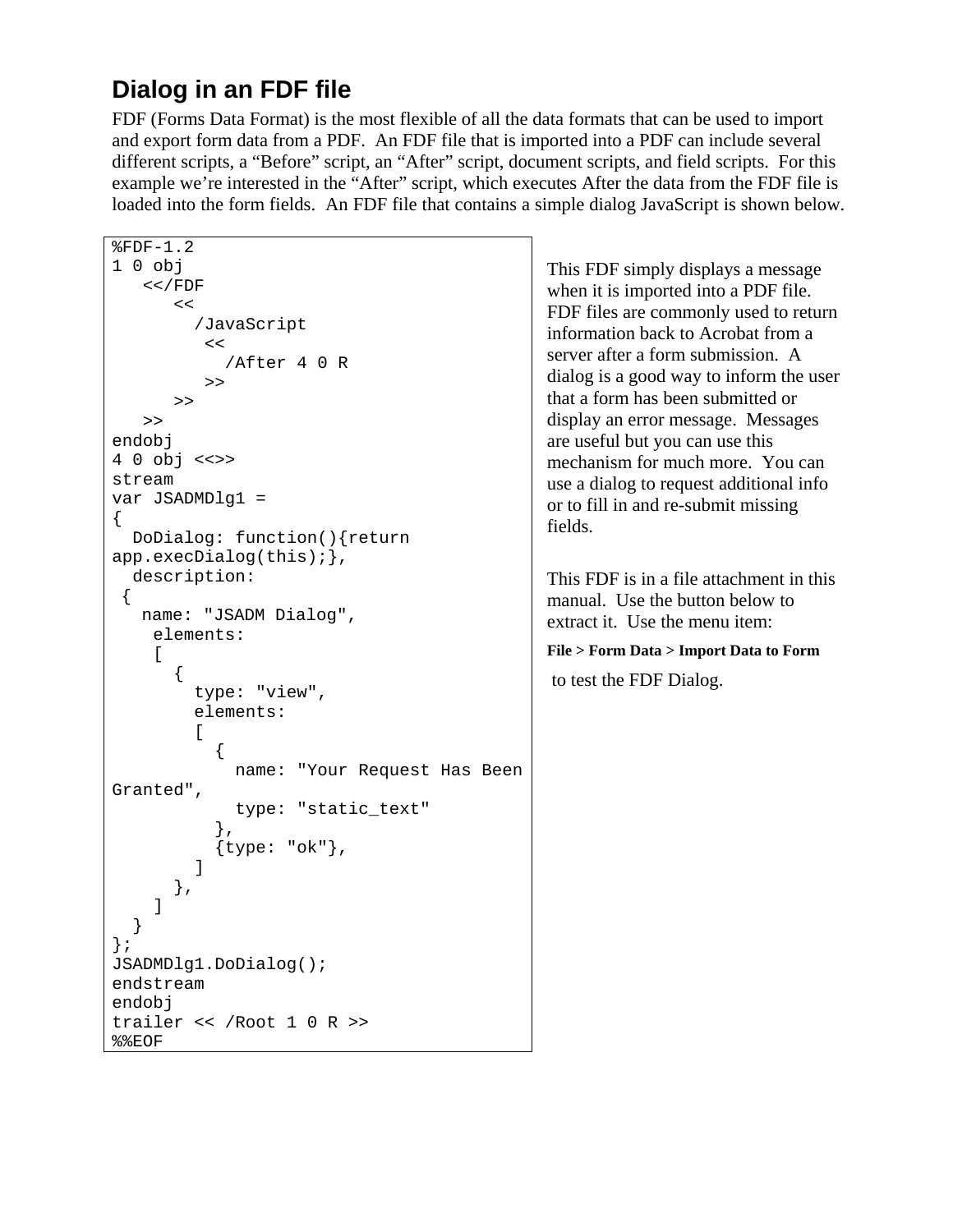## Dialog in an FDF file

FDF (Forms Data Format) is the most flexible of all the data formats that can be used to import and export form data from a PDF. An FDF file that is imported into a PDF can include several different scripts, a "Before" script, an "After" script, document scripts, and field scripts. For this example we're interested in the "After" script, which executes After the data from the FDF file is loaded into the form fields. An FDF file that contains a simple dialog JavaScript is shown below.

```
%FDF-1.2
1 0 obj
   <</FDF
      <<
        /JavaScript
         <<
           /After 4 0 R
         >>
      >>
   >>
endobj
4 0 obj <<>>
stream
var JSADMDlg1 =
{
  DoDialog: function(){return
app.execDialog(this);},
  description:
 {
    name: "JSADM Dialog",
     elements:
     [
       {
         type: "view",
         elements:
         [
           {
             name: "Your Request Has Been
Granted",
             type: "static_text"
           },
           {type: "ok"},
         ]
       },
     ]
  }
};
JSADMDlg1.DoDialog();
endstream
endobj
trailer << /Root 1 0 R >>
%%EOF
```

This FDF simply displays a message when it is imported into a PDF file. FDF files are commonly used to return information back to Acrobat from a server after a form submission. A dialog is a good way to inform the user that a form has been submitted or display an error message. Messages are useful but you can use this mechanism for much more. You can use a dialog to request additional info or to fill in and re-submit missing fields.

This FDF is in a file attachment in this manual. Use the button below to extract it. Use the menu item:

**File > Form Data > Import Data to Form**

to test the FDF Dialog.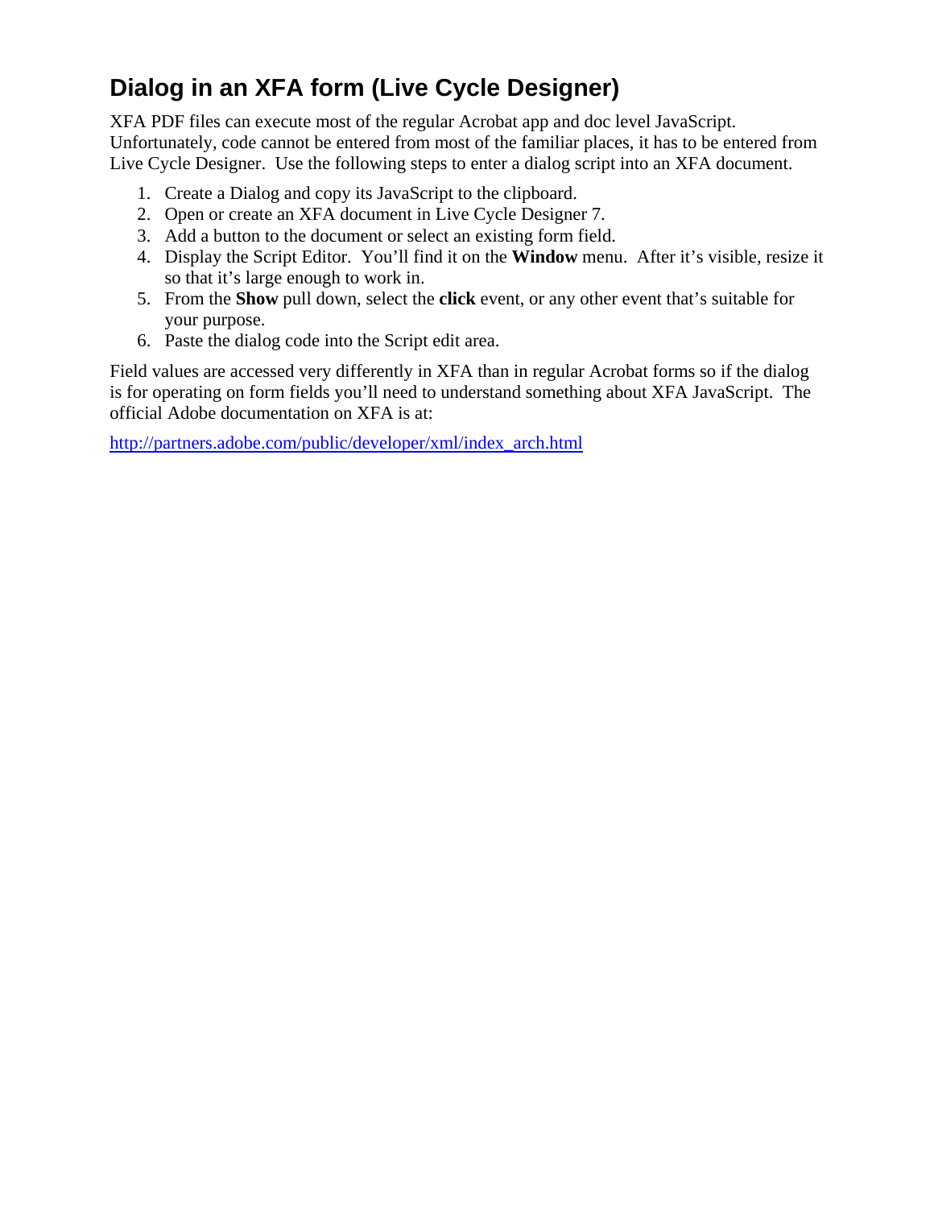## Dialog in an XFA form (Live Cycle Designer)

XFA PDF files can execute most of the regular Acrobat app and doc level JavaScript. Unfortunately, code cannot be entered from most of the familiar places, it has to be entered from Live Cycle Designer. Use the following steps to enter a dialog script into an XFA document.

1. Create a Dialog and copy its JavaScript to the clipboard.
2. Open or create an XFA document in Live Cycle Designer 7.
3. Add a button to the document or select an existing form field.
4. Display the Script Editor. You'll find it on the **Window** menu. After it's visible, resize it so that it's large enough to work in.
5. From the **Show** pull down, select the **click** event, or any other event that's suitable for your purpose.
6. Paste the dialog code into the Script edit area.

Field values are accessed very differently in XFA than in regular Acrobat forms so if the dialog is for operating on form fields you'll need to understand something about XFA JavaScript. The official Adobe documentation on XFA is at:

http://partners.adobe.com/public/developer/xml/index_arch.html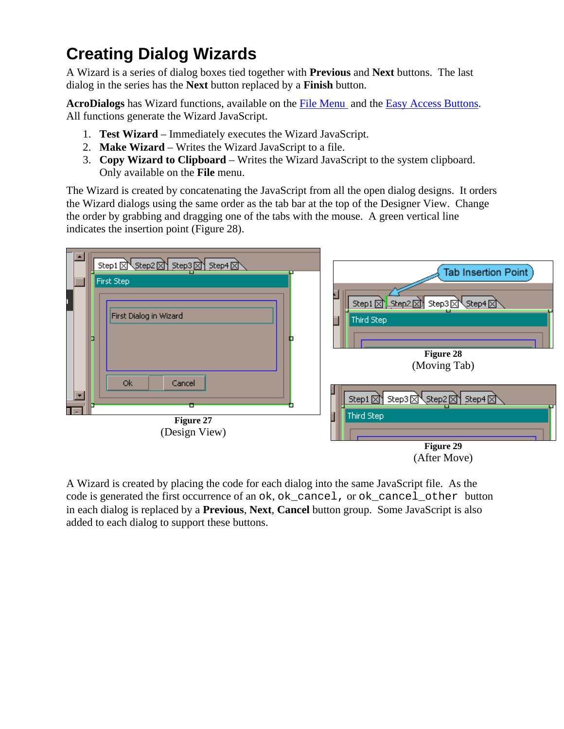# Creating Dialog Wizards

A Wizard is a series of dialog boxes tied together with **Previous** and **Next** buttons. The last dialog in the series has the **Next** button replaced by a **Finish** button.

**AcroDialogs** has Wizard functions, available on the File Menu and the Easy Access Buttons. All functions generate the Wizard JavaScript.

1. **Test Wizard** – Immediately executes the Wizard JavaScript.
2. **Make Wizard** – Writes the Wizard JavaScript to a file.
3. **Copy Wizard to Clipboard** – Writes the Wizard JavaScript to the system clipboard. Only available on the **File** menu.

The Wizard is created by concatenating the JavaScript from all the open dialog designs. It orders the Wizard dialogs using the same order as the tab bar at the top of the Designer View. Change the order by grabbing and dragging one of the tabs with the mouse. A green vertical line indicates the insertion point (Figure 28).

**Figure 27**
(Design View)

**Figure 28**
(Moving Tab)

**Figure 29**
(After Move)

A Wizard is created by placing the code for each dialog into the same JavaScript file. As the code is generated the first occurrence of an `ok`, `ok_cancel`, or `ok_cancel_other` button in each dialog is replaced by a **Previous**, **Next**, **Cancel** button group. Some JavaScript is also added to each dialog to support these buttons.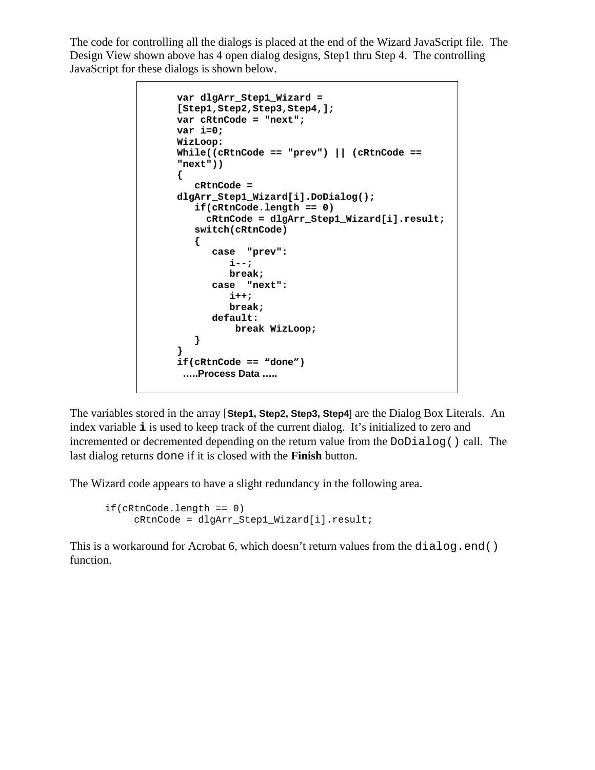The code for controlling all the dialogs is placed at the end of the Wizard JavaScript file. The Design View shown above has 4 open dialog designs, Step1 thru Step 4. The controlling JavaScript for these dialogs is shown below.

```
var dlgArr_Step1_Wizard =
[Step1,Step2,Step3,Step4,];
var cRtnCode = "next";
var i=0;
WizLoop:
While((cRtnCode == "prev") || (cRtnCode ==
"next"))
{
   cRtnCode =
dlgArr_Step1_Wizard[i].DoDialog();
   if(cRtnCode.length == 0)
     cRtnCode = dlgArr_Step1_Wizard[i].result;
   switch(cRtnCode)
   {
      case  "prev":
         i--;
         break;
      case  "next":
         i++;
         break;
      default:
          break WizLoop;
   }
}
if(cRtnCode == “done”)
 …..Process Data …..
```

The variables stored in the array [**Step1, Step2, Step3, Step4**] are the Dialog Box Literals. An index variable **`i`** is used to keep track of the current dialog. It’s initialized to zero and incremented or decremented depending on the return value from the `DoDialog()` call. The last dialog returns `done` if it is closed with the **Finish** button.

The Wizard code appears to have a slight redundancy in the following area.

```
if(cRtnCode.length == 0)
     cRtnCode = dlgArr_Step1_Wizard[i].result;
```

This is a workaround for Acrobat 6, which doesn’t return values from the `dialog.end()` function.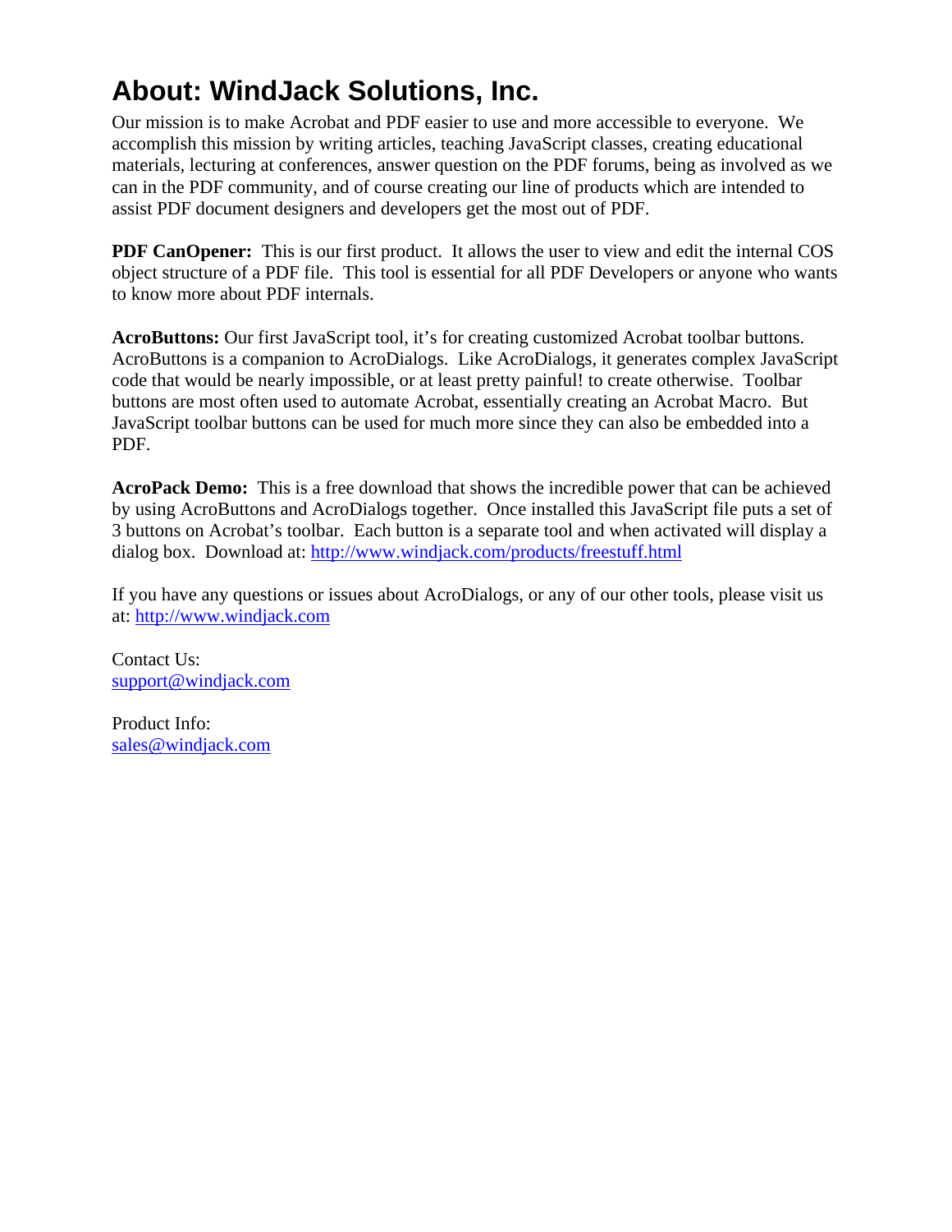# About: WindJack Solutions, Inc.

Our mission is to make Acrobat and PDF easier to use and more accessible to everyone. We accomplish this mission by writing articles, teaching JavaScript classes, creating educational materials, lecturing at conferences, answer question on the PDF forums, being as involved as we can in the PDF community, and of course creating our line of products which are intended to assist PDF document designers and developers get the most out of PDF.

**PDF CanOpener:** This is our first product. It allows the user to view and edit the internal COS object structure of a PDF file. This tool is essential for all PDF Developers or anyone who wants to know more about PDF internals.

**AcroButtons:** Our first JavaScript tool, it's for creating customized Acrobat toolbar buttons. AcroButtons is a companion to AcroDialogs. Like AcroDialogs, it generates complex JavaScript code that would be nearly impossible, or at least pretty painful! to create otherwise. Toolbar buttons are most often used to automate Acrobat, essentially creating an Acrobat Macro. But JavaScript toolbar buttons can be used for much more since they can also be embedded into a PDF.

**AcroPack Demo:** This is a free download that shows the incredible power that can be achieved by using AcroButtons and AcroDialogs together. Once installed this JavaScript file puts a set of 3 buttons on Acrobat's toolbar. Each button is a separate tool and when activated will display a dialog box. Download at: http://www.windjack.com/products/freestuff.html

If you have any questions or issues about AcroDialogs, or any of our other tools, please visit us at: http://www.windjack.com

Contact Us:
support@windjack.com

Product Info:
sales@windjack.com